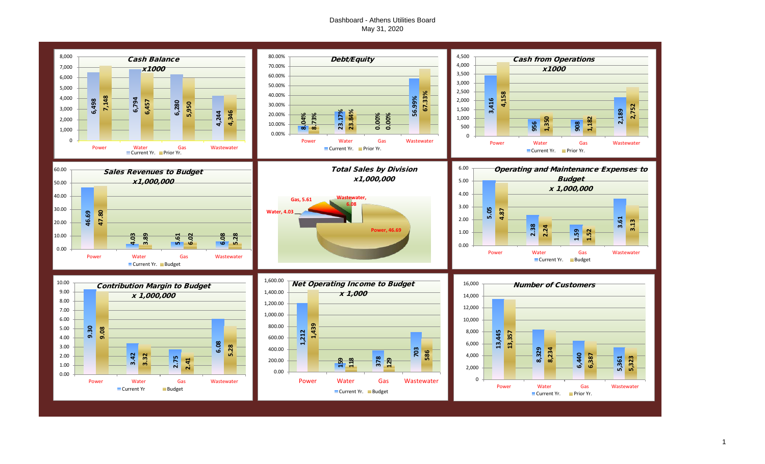# Dashboard - Athens Utilities Board
## May 31, 2020

### Cash Balance x1000

| | Power | Water | Gas | Wastewater |
|---|---|---|---|---|
| Current Yr. | 6,498 | 6,794 | 6,280 | 4,244 |
| Prior Yr. | 7,148 | 6,457 | 5,950 | 4,346 |

### Debt/Equity

| | Power | Water | Gas | Wastewater |
|---|---|---|---|---|
| Current Yr. | 8.04% | 23.17% | 0.00% | 56.99% |
| Prior Yr. | 8.73% | 23.84% | 0.00% | 67.33% |

### Cash from Operations x1000

| | Power | Water | Gas | Wastewater |
|---|---|---|---|---|
| Current Yr. | 3,416 | 956 | 908 | 2,189 |
| Prior Yr. | 4,158 | 1,350 | 1,182 | 2,752 |

### Sales Revenues to Budget x1,000,000

| | Power | Water | Gas | Wastewater |
|---|---|---|---|---|
| Current Yr. | 46.69 | 4.03 | 5.61 | 6.08 |
| Budget | 47.80 | 3.89 | 6.02 | 5.28 |

### Total Sales by Division x1,000,000

| Division | Sales |
|---|---|
| Power | 46.69 |
| Water | 4.03 |
| Gas | 5.61 |
| Wastewater | 6.08 |

### Operating and Maintenance Expenses to Budget x 1,000,000

| | Power | Water | Gas | Wastewater |
|---|---|---|---|---|
| Current Yr. | 5.05 | 2.38 | 1.59 | 3.61 |
| Budget | 4.87 | 2.24 | 1.52 | 3.13 |

### Contribution Margin to Budget x 1,000,000

| | Power | Water | Gas | Wastewater |
|---|---|---|---|---|
| Current Yr | 9.30 | 3.42 | 2.75 | 6.08 |
| Budget | 9.08 | 3.32 | 2.41 | 5.28 |

### Net Operating Income to Budget x 1,000

| | Power | Water | Gas | Wastewater |
|---|---|---|---|---|
| Current Yr. | 1,212 | 159 | 378 | 703 |
| Budget | 1,439 | 118 | 129 | 586 |

### Number of Customers

| | Power | Water | Gas | Wastewater |
|---|---|---|---|---|
| Current Yr. | 13,445 | 8,329 | 6,440 | 5,361 |
| Prior Yr. | 13,357 | 8,234 | 6,387 | 5,323 |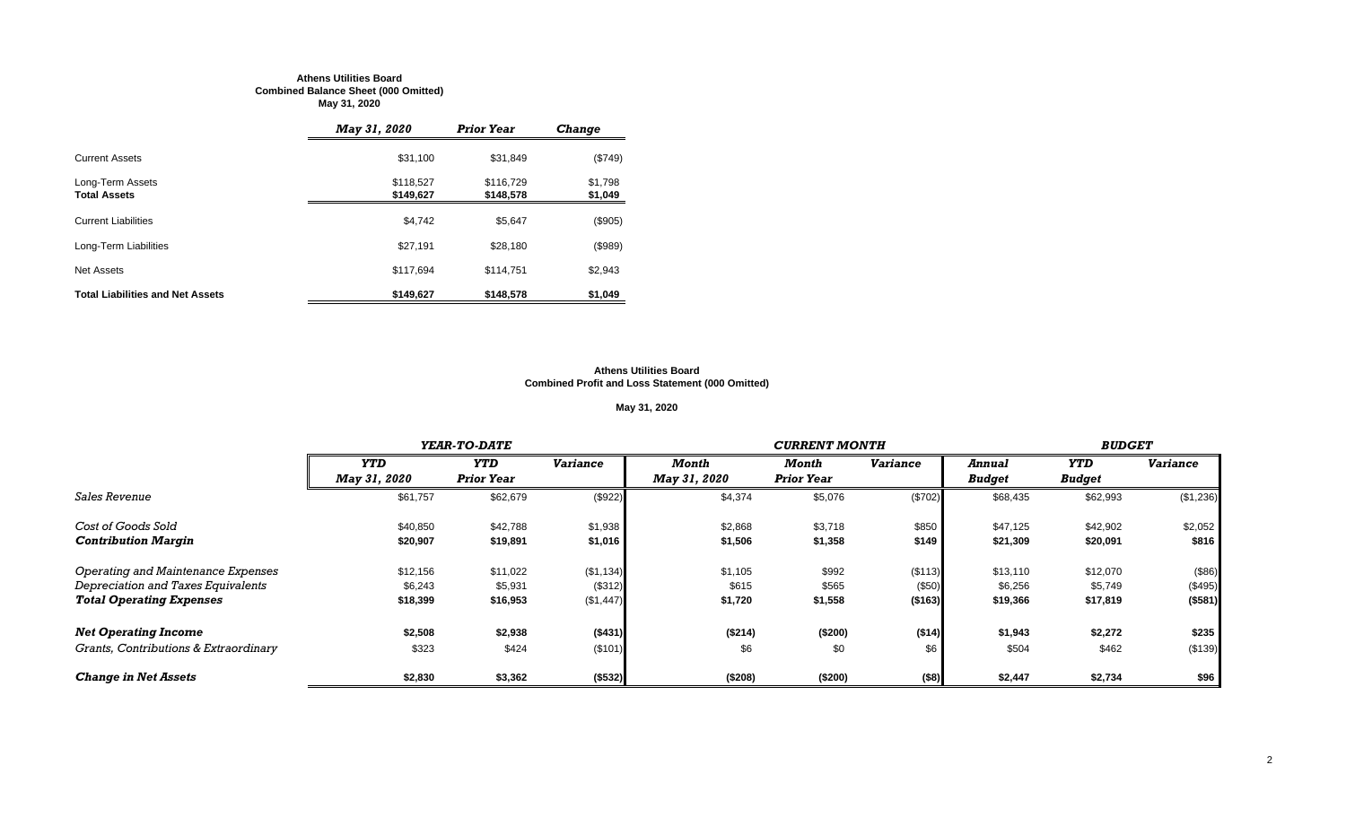**Athens Utilities Board**
**Combined Balance Sheet (000 Omitted)**
**May 31, 2020**

| | *May 31, 2020* | *Prior Year* | *Change* |
|---|---|---|---|
| Current Assets | $31,100 | $31,849 | ($749) |
| Long-Term Assets | $118,527 | $116,729 | $1,798 |
| **Total Assets** | **$149,627** | **$148,578** | **$1,049** |
| Current Liabilities | $4,742 | $5,647 | ($905) |
| Long-Term Liabilities | $27,191 | $28,180 | ($989) |
| Net Assets | $117,694 | $114,751 | $2,943 |
| **Total Liabilities and Net Assets** | **$149,627** | **$148,578** | **$1,049** |

**Athens Utilities Board**
**Combined Profit and Loss Statement (000 Omitted)**

**May 31, 2020**

| | *YEAR-TO-DATE* | | | *CURRENT MONTH* | | | *BUDGET* | | |
|---|---|---|---|---|---|---|---|---|---|
| | *YTD May 31, 2020* | *YTD Prior Year* | *Variance* | *Month May 31, 2020* | *Month Prior Year* | *Variance* | *Annual Budget* | *YTD Budget* | *Variance* |
| *Sales Revenue* | $61,757 | $62,679 | ($922) | $4,374 | $5,076 | ($702) | $68,435 | $62,993 | ($1,236) |
| *Cost of Goods Sold* | $40,850 | $42,788 | $1,938 | $2,868 | $3,718 | $850 | $47,125 | $42,902 | $2,052 |
| ***Contribution Margin*** | **$20,907** | **$19,891** | **$1,016** | **$1,506** | **$1,358** | **$149** | **$21,309** | **$20,091** | **$816** |
| *Operating and Maintenance Expenses* | $12,156 | $11,022 | ($1,134) | $1,105 | $992 | ($113) | $13,110 | $12,070 | ($86) |
| *Depreciation and Taxes Equivalents* | $6,243 | $5,931 | ($312) | $615 | $565 | ($50) | $6,256 | $5,749 | ($495) |
| ***Total Operating Expenses*** | **$18,399** | **$16,953** | **($1,447)** | **$1,720** | **$1,558** | **($163)** | **$19,366** | **$17,819** | **($581)** |
| ***Net Operating Income*** | **$2,508** | **$2,938** | **($431)** | **($214)** | **($200)** | **($14)** | **$1,943** | **$2,272** | **$235** |
| *Grants, Contributions & Extraordinary* | $323 | $424 | ($101) | $6 | $0 | $6 | $504 | $462 | ($139) |
| ***Change in Net Assets*** | **$2,830** | **$3,362** | **($532)** | **($208)** | **($200)** | **($8)** | **$2,447** | **$2,734** | **$96** |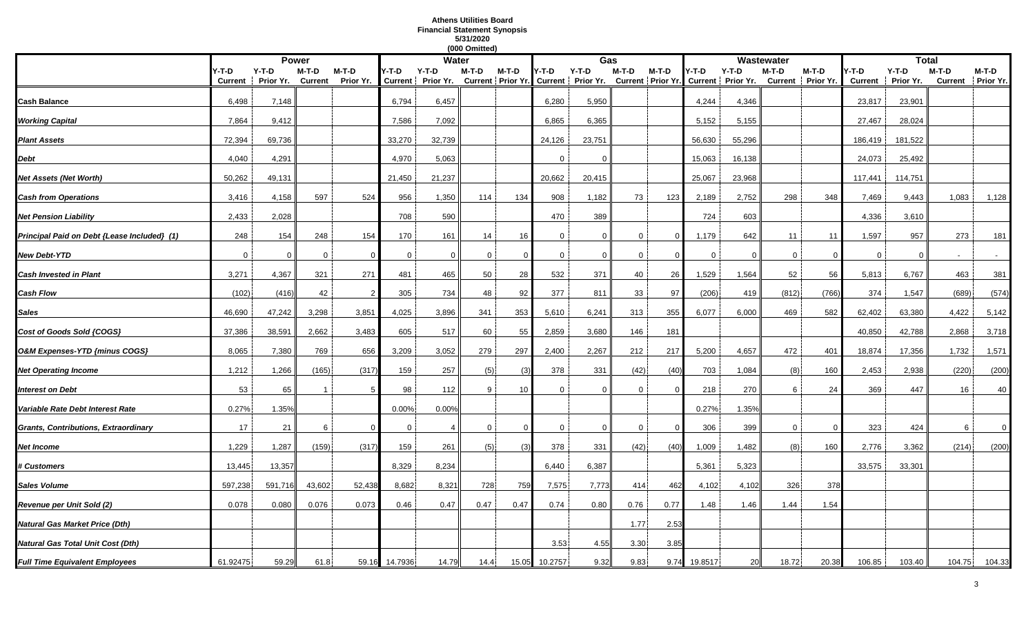# Athens Utilities Board
## Financial Statement Synopsis
### 5/31/2020
### (000 Omitted)

| | Power | | | | Water | | | | Gas | | | | Wastewater | | | | Total | | | |
|---|---|---|---|---|---|---|---|---|---|---|---|---|---|---|---|---|---|---|---|---|
| | Y-T-D Current | Y-T-D Prior Yr. | M-T-D Current | M-T-D Prior Yr. | Y-T-D Current | Y-T-D Prior Yr. | M-T-D Current | M-T-D Prior Yr. | Y-T-D Current | Y-T-D Prior Yr. | M-T-D Current | M-T-D Prior Yr. | Y-T-D Current | Y-T-D Prior Yr. | M-T-D Current | M-T-D Prior Yr. | Y-T-D Current | Y-T-D Prior Yr. | M-T-D Current | M-T-D Prior Yr. |
| **Cash Balance** | 6,498 | 7,148 | | | 6,794 | 6,457 | | | 6,280 | 5,950 | | | 4,244 | 4,346 | | | 23,817 | 23,901 | | |
| ***Working Capital*** | 7,864 | 9,412 | | | 7,586 | 7,092 | | | 6,865 | 6,365 | | | 5,152 | 5,155 | | | 27,467 | 28,024 | | |
| ***Plant Assets*** | 72,394 | 69,736 | | | 33,270 | 32,739 | | | 24,126 | 23,751 | | | 56,630 | 55,296 | | | 186,419 | 181,522 | | |
| ***Debt*** | 4,040 | 4,291 | | | 4,970 | 5,063 | | | 0 | 0 | | | 15,063 | 16,138 | | | 24,073 | 25,492 | | |
| ***Net Assets (Net Worth)*** | 50,262 | 49,131 | | | 21,450 | 21,237 | | | 20,662 | 20,415 | | | 25,067 | 23,968 | | | 117,441 | 114,751 | | |
| ***Cash from Operations*** | 3,416 | 4,158 | 597 | 524 | 956 | 1,350 | 114 | 134 | 908 | 1,182 | 73 | 123 | 2,189 | 2,752 | 298 | 348 | 7,469 | 9,443 | 1,083 | 1,128 |
| ***Net Pension Liability*** | 2,433 | 2,028 | | | 708 | 590 | | | 470 | 389 | | | 724 | 603 | | | 4,336 | 3,610 | | |
| ***Principal Paid on Debt {Lease Included} (1)*** | 248 | 154 | 248 | 154 | 170 | 161 | 14 | 16 | 0 | 0 | 0 | 0 | 1,179 | 642 | 11 | 11 | 1,597 | 957 | 273 | 181 |
| ***New Debt-YTD*** | 0 | 0 | 0 | 0 | 0 | 0 | 0 | 0 | 0 | 0 | 0 | 0 | 0 | 0 | 0 | 0 | 0 | 0 | - | - |
| ***Cash Invested in Plant*** | 3,271 | 4,367 | 321 | 271 | 481 | 465 | 50 | 28 | 532 | 371 | 40 | 26 | 1,529 | 1,564 | 52 | 56 | 5,813 | 6,767 | 463 | 381 |
| ***Cash Flow*** | (102) | (416) | 42 | 2 | 305 | 734 | 48 | 92 | 377 | 811 | 33 | 97 | (206) | 419 | (812) | (766) | 374 | 1,547 | (689) | (574) |
| ***Sales*** | 46,690 | 47,242 | 3,298 | 3,851 | 4,025 | 3,896 | 341 | 353 | 5,610 | 6,241 | 313 | 355 | 6,077 | 6,000 | 469 | 582 | 62,402 | 63,380 | 4,422 | 5,142 |
| ***Cost of Goods Sold {COGS}*** | 37,386 | 38,591 | 2,662 | 3,483 | 605 | 517 | 60 | 55 | 2,859 | 3,680 | 146 | 181 | | | | | 40,850 | 42,788 | 2,868 | 3,718 |
| ***O&M Expenses-YTD {minus COGS}*** | 8,065 | 7,380 | 769 | 656 | 3,209 | 3,052 | 279 | 297 | 2,400 | 2,267 | 212 | 217 | 5,200 | 4,657 | 472 | 401 | 18,874 | 17,356 | 1,732 | 1,571 |
| ***Net Operating Income*** | 1,212 | 1,266 | (165) | (317) | 159 | 257 | (5) | (3) | 378 | 331 | (42) | (40) | 703 | 1,084 | (8) | 160 | 2,453 | 2,938 | (220) | (200) |
| ***Interest on Debt*** | 53 | 65 | 1 | 5 | 98 | 112 | 9 | 10 | 0 | 0 | 0 | 0 | 218 | 270 | 6 | 24 | 369 | 447 | 16 | 40 |
| ***Variable Rate Debt Interest Rate*** | 0.27% | 1.35% | | | 0.00% | 0.00% | | | | | | | 0.27% | 1.35% | | | | | | |
| ***Grants, Contributions, Extraordinary*** | 17 | 21 | 6 | 0 | 0 | 4 | 0 | 0 | 0 | 0 | 0 | 0 | 306 | 399 | 0 | 0 | 323 | 424 | 6 | 0 |
| ***Net Income*** | 1,229 | 1,287 | (159) | (317) | 159 | 261 | (5) | (3) | 378 | 331 | (42) | (40) | 1,009 | 1,482 | (8) | 160 | 2,776 | 3,362 | (214) | (200) |
| ***# Customers*** | 13,445 | 13,357 | | | 8,329 | 8,234 | | | 6,440 | 6,387 | | | 5,361 | 5,323 | | | 33,575 | 33,301 | | |
| ***Sales Volume*** | 597,238 | 591,716 | 43,602 | 52,438 | 8,682 | 8,321 | 728 | 759 | 7,575 | 7,773 | 414 | 462 | 4,102 | 4,102 | 326 | 378 | | | | |
| ***Revenue per Unit Sold (2)*** | 0.078 | 0.080 | 0.076 | 0.073 | 0.46 | 0.47 | 0.47 | 0.47 | 0.74 | 0.80 | 0.76 | 0.77 | 1.48 | 1.46 | 1.44 | 1.54 | | | | |
| ***Natural Gas Market Price (Dth)*** | | | | | | | | | | | 1.77 | 2.53 | | | | | | | | |
| ***Natural Gas Total Unit Cost (Dth)*** | | | | | | | | | 3.53 | 4.55 | 3.30 | 3.85 | | | | | | | | |
| ***Full Time Equivalent Employees*** | 61.92475 | 59.29 | 61.8 | 59.16 | 14.7936 | 14.79 | 14.4 | 15.05 | 10.2757 | 9.32 | 9.83 | 9.74 | 19.8517 | 20 | 18.72 | 20.38 | 106.85 | 103.40 | 104.75 | 104.33 |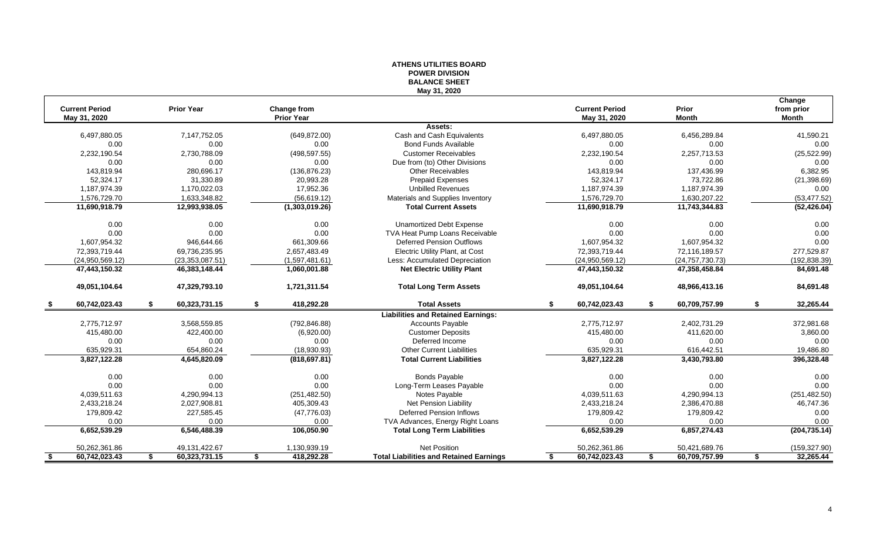**ATHENS UTILITIES BOARD**
**POWER DIVISION**
**BALANCE SHEET**
**May 31, 2020**

| Current Period May 31, 2020 | Prior Year | Change from Prior Year | | Current Period May 31, 2020 | Prior Month | Change from prior Month |
|---|---|---|---|---|---|---|
| | | | **Assets:** | | | |
| 6,497,880.05 | 7,147,752.05 | (649,872.00) | Cash and Cash Equivalents | 6,497,880.05 | 6,456,289.84 | 41,590.21 |
| 0.00 | 0.00 | 0.00 | Bond Funds Available | 0.00 | 0.00 | 0.00 |
| 2,232,190.54 | 2,730,788.09 | (498,597.55) | Customer Receivables | 2,232,190.54 | 2,257,713.53 | (25,522.99) |
| 0.00 | 0.00 | 0.00 | Due from (to) Other Divisions | 0.00 | 0.00 | 0.00 |
| 143,819.94 | 280,696.17 | (136,876.23) | Other Receivables | 143,819.94 | 137,436.99 | 6,382.95 |
| 52,324.17 | 31,330.89 | 20,993.28 | Prepaid Expenses | 52,324.17 | 73,722.86 | (21,398.69) |
| 1,187,974.39 | 1,170,022.03 | 17,952.36 | Unbilled Revenues | 1,187,974.39 | 1,187,974.39 | 0.00 |
| 1,576,729.70 | 1,633,348.82 | (56,619.12) | Materials and Supplies Inventory | 1,576,729.70 | 1,630,207.22 | (53,477.52) |
| **11,690,918.79** | **12,993,938.05** | **(1,303,019.26)** | **Total Current Assets** | **11,690,918.79** | **11,743,344.83** | **(52,426.04)** |
| 0.00 | 0.00 | 0.00 | Unamortized Debt Expense | 0.00 | 0.00 | 0.00 |
| 0.00 | 0.00 | 0.00 | TVA Heat Pump Loans Receivable | 0.00 | 0.00 | 0.00 |
| 1,607,954.32 | 946,644.66 | 661,309.66 | Deferred Pension Outflows | 1,607,954.32 | 1,607,954.32 | 0.00 |
| 72,393,719.44 | 69,736,235.95 | 2,657,483.49 | Electric Utility Plant, at Cost | 72,393,719.44 | 72,116,189.57 | 277,529.87 |
| (24,950,569.12) | (23,353,087.51) | (1,597,481.61) | Less: Accumulated Depreciation | (24,950,569.12) | (24,757,730.73) | (192,838.39) |
| **47,443,150.32** | **46,383,148.44** | **1,060,001.88** | **Net Electric Utility Plant** | **47,443,150.32** | **47,358,458.84** | **84,691.48** |
| **49,051,104.64** | **47,329,793.10** | **1,721,311.54** | **Total Long Term Assets** | **49,051,104.64** | **48,966,413.16** | **84,691.48** |
| **$ 60,742,023.43** | **$ 60,323,731.15** | **$ 418,292.28** | **Total Assets** | **$ 60,742,023.43** | **$ 60,709,757.99** | **$ 32,265.44** |
| | | | **Liabilities and Retained Earnings:** | | | |
| 2,775,712.97 | 3,568,559.85 | (792,846.88) | Accounts Payable | 2,775,712.97 | 2,402,731.29 | 372,981.68 |
| 415,480.00 | 422,400.00 | (6,920.00) | Customer Deposits | 415,480.00 | 411,620.00 | 3,860.00 |
| 0.00 | 0.00 | 0.00 | Deferred Income | 0.00 | 0.00 | 0.00 |
| 635,929.31 | 654,860.24 | (18,930.93) | Other Current Liabilities | 635,929.31 | 616,442.51 | 19,486.80 |
| **3,827,122.28** | **4,645,820.09** | **(818,697.81)** | **Total Current Liabilities** | **3,827,122.28** | **3,430,793.80** | **396,328.48** |
| 0.00 | 0.00 | 0.00 | Bonds Payable | 0.00 | 0.00 | 0.00 |
| 0.00 | 0.00 | 0.00 | Long-Term Leases Payable | 0.00 | 0.00 | 0.00 |
| 4,039,511.63 | 4,290,994.13 | (251,482.50) | Notes Payable | 4,039,511.63 | 4,290,994.13 | (251,482.50) |
| 2,433,218.24 | 2,027,908.81 | 405,309.43 | Net Pension Liability | 2,433,218.24 | 2,386,470.88 | 46,747.36 |
| 179,809.42 | 227,585.45 | (47,776.03) | Deferred Pension Inflows | 179,809.42 | 179,809.42 | 0.00 |
| 0.00 | 0.00 | 0.00 | TVA Advances, Energy Right Loans | 0.00 | 0.00 | 0.00 |
| **6,652,539.29** | **6,546,488.39** | **106,050.90** | **Total Long Term Liabilities** | **6,652,539.29** | **6,857,274.43** | **(204,735.14)** |
| 50,262,361.86 | 49,131,422.67 | 1,130,939.19 | Net Position | 50,262,361.86 | 50,421,689.76 | (159,327.90) |
| **$ 60,742,023.43** | **$ 60,323,731.15** | **$ 418,292.28** | **Total Liabilities and Retained Earnings** | **$ 60,742,023.43** | **$ 60,709,757.99** | **$ 32,265.44** |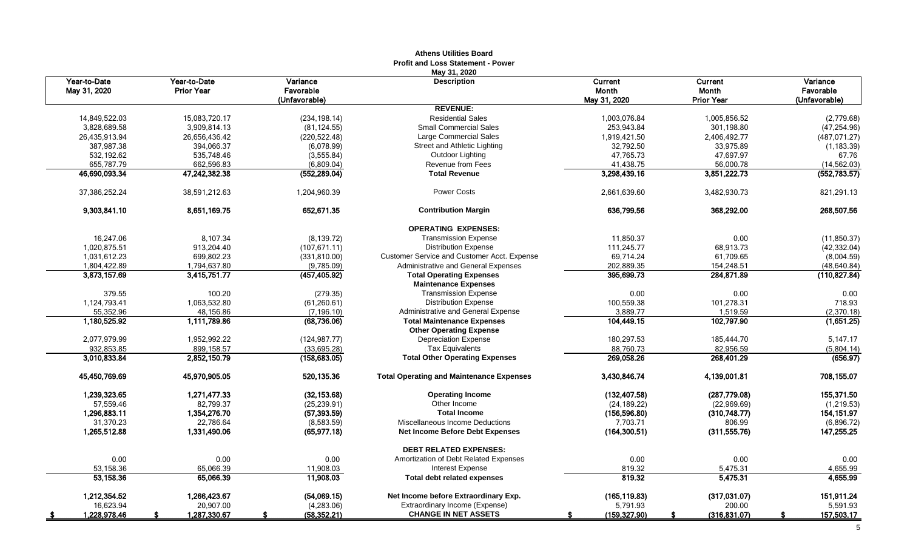**Athens Utilities Board**
**Profit and Loss Statement - Power**
**May 31, 2020**

| Year-to-Date May 31, 2020 | Year-to-Date Prior Year | Variance Favorable (Unfavorable) | Description | Current Month May 31, 2020 | Current Month Prior Year | Variance Favorable (Unfavorable) |
|---|---|---|---|---|---|---|
| | | | **REVENUE:** | | | |
| 14,849,522.03 | 15,083,720.17 | (234,198.14) | Residential Sales | 1,003,076.84 | 1,005,856.52 | (2,779.68) |
| 3,828,689.58 | 3,909,814.13 | (81,124.55) | Small Commercial Sales | 253,943.84 | 301,198.80 | (47,254.96) |
| 26,435,913.94 | 26,656,436.42 | (220,522.48) | Large Commercial Sales | 1,919,421.50 | 2,406,492.77 | (487,071.27) |
| 387,987.38 | 394,066.37 | (6,078.99) | Street and Athletic Lighting | 32,792.50 | 33,975.89 | (1,183.39) |
| 532,192.62 | 535,748.46 | (3,555.84) | Outdoor Lighting | 47,765.73 | 47,697.97 | 67.76 |
| 655,787.79 | 662,596.83 | (6,809.04) | Revenue from Fees | 41,438.75 | 56,000.78 | (14,562.03) |
| **46,690,093.34** | **47,242,382.38** | **(552,289.04)** | **Total Revenue** | **3,298,439.16** | **3,851,222.73** | **(552,783.57)** |
| 37,386,252.24 | 38,591,212.63 | 1,204,960.39 | Power Costs | 2,661,639.60 | 3,482,930.73 | 821,291.13 |
| **9,303,841.10** | **8,651,169.75** | **652,671.35** | **Contribution Margin** | **636,799.56** | **368,292.00** | **268,507.56** |
| | | | **OPERATING EXPENSES:** | | | |
| 16,247.06 | 8,107.34 | (8,139.72) | Transmission Expense | 11,850.37 | 0.00 | (11,850.37) |
| 1,020,875.51 | 913,204.40 | (107,671.11) | Distribution Expense | 111,245.77 | 68,913.73 | (42,332.04) |
| 1,031,612.23 | 699,802.23 | (331,810.00) | Customer Service and Customer Acct. Expense | 69,714.24 | 61,709.65 | (8,004.59) |
| 1,804,422.89 | 1,794,637.80 | (9,785.09) | Administrative and General Expenses | 202,889.35 | 154,248.51 | (48,640.84) |
| **3,873,157.69** | **3,415,751.77** | **(457,405.92)** | **Total Operating Expenses** | **395,699.73** | **284,871.89** | **(110,827.84)** |
| | | | **Maintenance Expenses** | | | |
| 379.55 | 100.20 | (279.35) | Transmission Expense | 0.00 | 0.00 | 0.00 |
| 1,124,793.41 | 1,063,532.80 | (61,260.61) | Distribution Expense | 100,559.38 | 101,278.31 | 718.93 |
| 55,352.96 | 48,156.86 | (7,196.10) | Administrative and General Expense | 3,889.77 | 1,519.59 | (2,370.18) |
| **1,180,525.92** | **1,111,789.86** | **(68,736.06)** | **Total Maintenance Expenses** | **104,449.15** | **102,797.90** | **(1,651.25)** |
| | | | **Other Operating Expense** | | | |
| 2,077,979.99 | 1,952,992.22 | (124,987.77) | Depreciation Expense | 180,297.53 | 185,444.70 | 5,147.17 |
| 932,853.85 | 899,158.57 | (33,695.28) | Tax Equivalents | 88,760.73 | 82,956.59 | (5,804.14) |
| **3,010,833.84** | **2,852,150.79** | **(158,683.05)** | **Total Other Operating Expenses** | **269,058.26** | **268,401.29** | **(656.97)** |
| **45,450,769.69** | **45,970,905.05** | **520,135.36** | **Total Operating and Maintenance Expenses** | **3,430,846.74** | **4,139,001.81** | **708,155.07** |
| **1,239,323.65** | **1,271,477.33** | **(32,153.68)** | **Operating Income** | **(132,407.58)** | **(287,779.08)** | **155,371.50** |
| 57,559.46 | 82,799.37 | (25,239.91) | Other Income | (24,189.22) | (22,969.69) | (1,219.53) |
| **1,296,883.11** | **1,354,276.70** | **(57,393.59)** | **Total Income** | **(156,596.80)** | **(310,748.77)** | **154,151.97** |
| 31,370.23 | 22,786.64 | (8,583.59) | Miscellaneous Income Deductions | 7,703.71 | 806.99 | (6,896.72) |
| **1,265,512.88** | **1,331,490.06** | **(65,977.18)** | **Net Income Before Debt Expenses** | **(164,300.51)** | **(311,555.76)** | **147,255.25** |
| | | | **DEBT RELATED EXPENSES:** | | | |
| 0.00 | 0.00 | 0.00 | Amortization of Debt Related Expenses | 0.00 | 0.00 | 0.00 |
| 53,158.36 | 65,066.39 | 11,908.03 | Interest Expense | 819.32 | 5,475.31 | 4,655.99 |
| **53,158.36** | **65,066.39** | **11,908.03** | **Total debt related expenses** | **819.32** | **5,475.31** | **4,655.99** |
| **1,212,354.52** | **1,266,423.67** | **(54,069.15)** | **Net Income before Extraordinary Exp.** | **(165,119.83)** | **(317,031.07)** | **151,911.24** |
| 16,623.94 | 20,907.00 | (4,283.06) | Extraordinary Income (Expense) | 5,791.93 | 200.00 | 5,591.93 |
| **$ 1,228,978.46** | **$ 1,287,330.67** | **$ (58,352.21)** | **CHANGE IN NET ASSETS** | **$ (159,327.90)** | **$ (316,831.07)** | **$ 157,503.17** |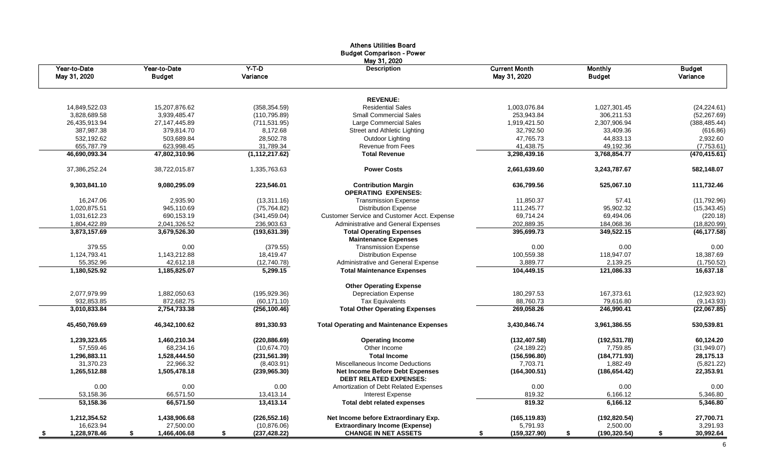# Athens Utilities Board
## Budget Comparison - Power
### May 31, 2020

| Year-to-Date May 31, 2020 | Year-to-Date Budget | Y-T-D Variance | Description | Current Month May 31, 2020 | Monthly Budget | Budget Variance |
|---:|---:|---:|:---:|---:|---:|---:|
| | | | **REVENUE:** | | | |
| 14,849,522.03 | 15,207,876.62 | (358,354.59) | Residential Sales | 1,003,076.84 | 1,027,301.45 | (24,224.61) |
| 3,828,689.58 | 3,939,485.47 | (110,795.89) | Small Commercial Sales | 253,943.84 | 306,211.53 | (52,267.69) |
| 26,435,913.94 | 27,147,445.89 | (711,531.95) | Large Commercial Sales | 1,919,421.50 | 2,307,906.94 | (388,485.44) |
| 387,987.38 | 379,814.70 | 8,172.68 | Street and Athletic Lighting | 32,792.50 | 33,409.36 | (616.86) |
| 532,192.62 | 503,689.84 | 28,502.78 | Outdoor Lighting | 47,765.73 | 44,833.13 | 2,932.60 |
| 655,787.79 | 623,998.45 | 31,789.34 | Revenue from Fees | 41,438.75 | 49,192.36 | (7,753.61) |
| **46,690,093.34** | **47,802,310.96** | **(1,112,217.62)** | **Total Revenue** | **3,298,439.16** | **3,768,854.77** | **(470,415.61)** |
| 37,386,252.24 | 38,722,015.87 | 1,335,763.63 | **Power Costs** | 2,661,639.60 | 3,243,787.67 | 582,148.07 |
| **9,303,841.10** | **9,080,295.09** | **223,546.01** | **Contribution Margin** | **636,799.56** | **525,067.10** | **111,732.46** |
| | | | **OPERATING EXPENSES:** | | | |
| 16,247.06 | 2,935.90 | (13,311.16) | Transmission Expense | 11,850.37 | 57.41 | (11,792.96) |
| 1,020,875.51 | 945,110.69 | (75,764.82) | Distribution Expense | 111,245.77 | 95,902.32 | (15,343.45) |
| 1,031,612.23 | 690,153.19 | (341,459.04) | Customer Service and Customer Acct. Expense | 69,714.24 | 69,494.06 | (220.18) |
| 1,804,422.89 | 2,041,326.52 | 236,903.63 | Administrative and General Expenses | 202,889.35 | 184,068.36 | (18,820.99) |
| **3,873,157.69** | **3,679,526.30** | **(193,631.39)** | **Total Operating Expenses** | **395,699.73** | **349,522.15** | **(46,177.58)** |
| | | | **Maintenance Expenses** | | | |
| 379.55 | 0.00 | (379.55) | Transmission Expense | 0.00 | 0.00 | 0.00 |
| 1,124,793.41 | 1,143,212.88 | 18,419.47 | Distribution Expense | 100,559.38 | 118,947.07 | 18,387.69 |
| 55,352.96 | 42,612.18 | (12,740.78) | Administrative and General Expense | 3,889.77 | 2,139.25 | (1,750.52) |
| **1,180,525.92** | **1,185,825.07** | **5,299.15** | **Total Maintenance Expenses** | **104,449.15** | **121,086.33** | **16,637.18** |
| | | | **Other Operating Expense** | | | |
| 2,077,979.99 | 1,882,050.63 | (195,929.36) | Depreciation Expense | 180,297.53 | 167,373.61 | (12,923.92) |
| 932,853.85 | 872,682.75 | (60,171.10) | Tax Equivalents | 88,760.73 | 79,616.80 | (9,143.93) |
| **3,010,833.84** | **2,754,733.38** | **(256,100.46)** | **Total Other Operating Expenses** | **269,058.26** | **246,990.41** | **(22,067.85)** |
| **45,450,769.69** | **46,342,100.62** | **891,330.93** | **Total Operating and Maintenance Expenses** | **3,430,846.74** | **3,961,386.55** | **530,539.81** |
| **1,239,323.65** | **1,460,210.34** | **(220,886.69)** | **Operating Income** | **(132,407.58)** | **(192,531.78)** | **60,124.20** |
| 57,559.46 | 68,234.16 | (10,674.70) | Other Income | (24,189.22) | 7,759.85 | (31,949.07) |
| **1,296,883.11** | **1,528,444.50** | **(231,561.39)** | **Total Income** | **(156,596.80)** | **(184,771.93)** | **28,175.13** |
| 31,370.23 | 22,966.32 | (8,403.91) | Miscellaneous Income Deductions | 7,703.71 | 1,882.49 | (5,821.22) |
| **1,265,512.88** | **1,505,478.18** | **(239,965.30)** | **Net Income Before Debt Expenses** | **(164,300.51)** | **(186,654.42)** | **22,353.91** |
| | | | **DEBT RELATED EXPENSES:** | | | |
| 0.00 | 0.00 | 0.00 | Amortization of Debt Related Expenses | 0.00 | 0.00 | 0.00 |
| 53,158.36 | 66,571.50 | 13,413.14 | Interest Expense | 819.32 | 6,166.12 | 5,346.80 |
| **53,158.36** | **66,571.50** | **13,413.14** | **Total debt related expenses** | **819.32** | **6,166.12** | **5,346.80** |
| **1,212,354.52** | **1,438,906.68** | **(226,552.16)** | **Net Income before Extraordinary Exp.** | **(165,119.83)** | **(192,820.54)** | **27,700.71** |
| 16,623.94 | 27,500.00 | (10,876.06) | **Extraordinary Income (Expense)** | 5,791.93 | 2,500.00 | 3,291.93 |
| **$ 1,228,978.46** | **$ 1,466,406.68** | **$ (237,428.22)** | **CHANGE IN NET ASSETS** | **$ (159,327.90)** | **$ (190,320.54)** | **$ 30,992.64** |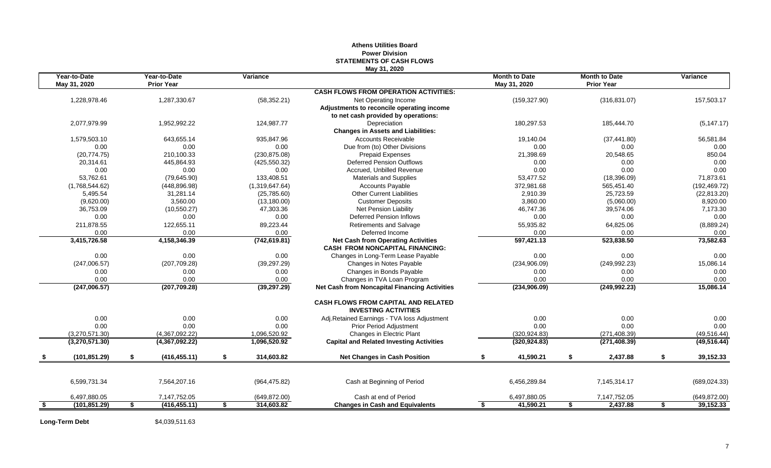# Athens Utilities Board
## Power Division
## STATEMENTS OF CASH FLOWS
### May 31, 2020

| Year-to-Date May 31, 2020 | Year-to-Date Prior Year | Variance | | Month to Date May 31, 2020 | Month to Date Prior Year | Variance |
|---|---|---|---|---|---|---|
| | | | **CASH FLOWS FROM OPERATION ACTIVITIES:** | | | |
| 1,228,978.46 | 1,287,330.67 | (58,352.21) | Net Operating Income | (159,327.90) | (316,831.07) | 157,503.17 |
| | | | **Adjustments to reconcile operating income to net cash provided by operations:** | | | |
| 2,077,979.99 | 1,952,992.22 | 124,987.77 | Depreciation | 180,297.53 | 185,444.70 | (5,147.17) |
| | | | **Changes in Assets and Liabilities:** | | | |
| 1,579,503.10 | 643,655.14 | 935,847.96 | Accounts Receivable | 19,140.04 | (37,441.80) | 56,581.84 |
| 0.00 | 0.00 | 0.00 | Due from (to) Other Divisions | 0.00 | 0.00 | 0.00 |
| (20,774.75) | 210,100.33 | (230,875.08) | Prepaid Expenses | 21,398.69 | 20,548.65 | 850.04 |
| 20,314.61 | 445,864.93 | (425,550.32) | Deferred Pension Outflows | 0.00 | 0.00 | 0.00 |
| 0.00 | 0.00 | 0.00 | Accrued, Unbilled Revenue | 0.00 | 0.00 | 0.00 |
| 53,762.61 | (79,645.90) | 133,408.51 | Materials and Supplies | 53,477.52 | (18,396.09) | 71,873.61 |
| (1,768,544.62) | (448,896.98) | (1,319,647.64) | Accounts Payable | 372,981.68 | 565,451.40 | (192,469.72) |
| 5,495.54 | 31,281.14 | (25,785.60) | Other Current Liabilities | 2,910.39 | 25,723.59 | (22,813.20) |
| (9,620.00) | 3,560.00 | (13,180.00) | Customer Deposits | 3,860.00 | (5,060.00) | 8,920.00 |
| 36,753.09 | (10,550.27) | 47,303.36 | Net Pension Liability | 46,747.36 | 39,574.06 | 7,173.30 |
| 0.00 | 0.00 | 0.00 | Deferred Pension Inflows | 0.00 | 0.00 | 0.00 |
| 211,878.55 | 122,655.11 | 89,223.44 | Retirements and Salvage | 55,935.82 | 64,825.06 | (8,889.24) |
| 0.00 | 0.00 | 0.00 | Deferred Income | 0.00 | 0.00 | 0.00 |
| **3,415,726.58** | **4,158,346.39** | **(742,619.81)** | **Net Cash from Operating Activities** | **597,421.13** | **523,838.50** | **73,582.63** |
| | | | **CASH FROM NONCAPITAL FINANCING:** | | | |
| 0.00 | 0.00 | 0.00 | Changes in Long-Term Lease Payable | 0.00 | 0.00 | 0.00 |
| (247,006.57) | (207,709.28) | (39,297.29) | Changes in Notes Payable | (234,906.09) | (249,992.23) | 15,086.14 |
| 0.00 | 0.00 | 0.00 | Changes in Bonds Payable | 0.00 | 0.00 | 0.00 |
| 0.00 | 0.00 | 0.00 | Changes in TVA Loan Program | 0.00 | 0.00 | 0.00 |
| **(247,006.57)** | **(207,709.28)** | **(39,297.29)** | **Net Cash from Noncapital Financing Activities** | **(234,906.09)** | **(249,992.23)** | **15,086.14** |
| | | | **CASH FLOWS FROM CAPITAL AND RELATED INVESTING ACTIVITIES** | | | |
| 0.00 | 0.00 | 0.00 | Adj.Retained Earnings - TVA loss Adjustment | 0.00 | 0.00 | 0.00 |
| 0.00 | 0.00 | 0.00 | Prior Period Adjustment | 0.00 | 0.00 | 0.00 |
| (3,270,571.30) | (4,367,092.22) | 1,096,520.92 | Changes in Electric Plant | (320,924.83) | (271,408.39) | (49,516.44) |
| **(3,270,571.30)** | **(4,367,092.22)** | **1,096,520.92** | **Capital and Related Investing Activities** | **(320,924.83)** | **(271,408.39)** | **(49,516.44)** |
| **$ (101,851.29)** | **$ (416,455.11)** | **$ 314,603.82** | **Net Changes in Cash Position** | **$ 41,590.21** | **$ 2,437.88** | **$ 39,152.33** |
| 6,599,731.34 | 7,564,207.16 | (964,475.82) | Cash at Beginning of Period | 6,456,289.84 | 7,145,314.17 | (689,024.33) |
| 6,497,880.05 | 7,147,752.05 | (649,872.00) | Cash at end of Period | 6,497,880.05 | 7,147,752.05 | (649,872.00) |
| **$ (101,851.29)** | **$ (416,455.11)** | **$ 314,603.82** | **Changes in Cash and Equivalents** | **$ 41,590.21** | **$ 2,437.88** | **$ 39,152.33** |

**Long-Term Debt** $4,039,511.63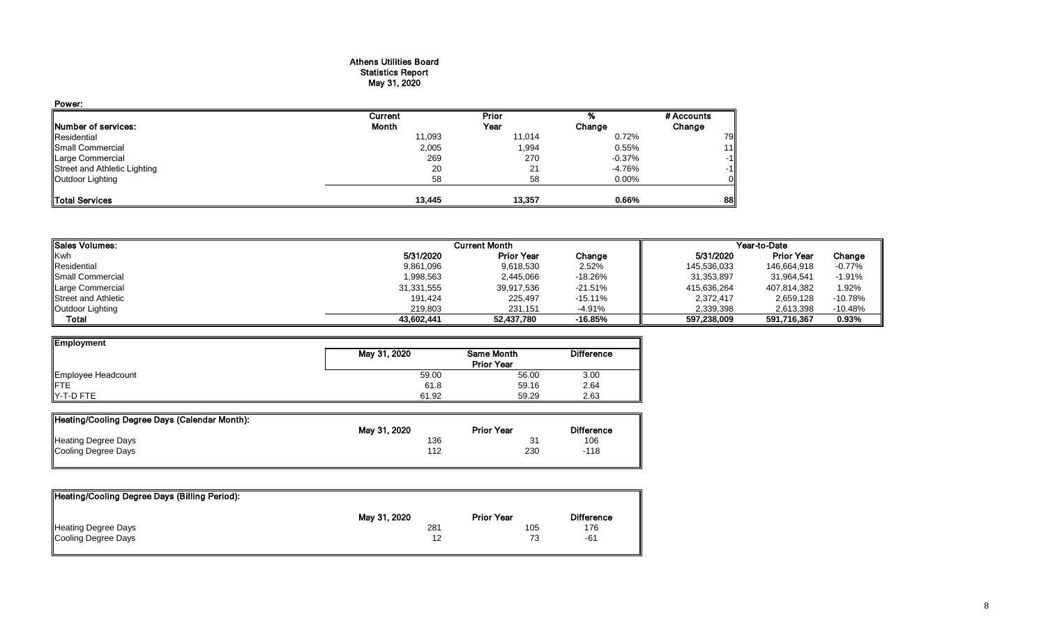# Athens Utilities Board
## Statistics Report
### May 31, 2020

**Power:**

| Number of services: | Current Month | Prior Year | % Change | # Accounts Change |
|---|---|---|---|---|
| Residential | 11,093 | 11,014 | 0.72% | 79 |
| Small Commercial | 2,005 | 1,994 | 0.55% | 11 |
| Large Commercial | 269 | 270 | -0.37% | -1 |
| Street and Athletic Lighting | 20 | 21 | -4.76% | -1 |
| Outdoor Lighting | 58 | 58 | 0.00% | 0 |
| **Total Services** | **13,445** | **13,357** | **0.66%** | **88** |

| Sales Volumes: | Current Month | | | Year-to-Date | | |
|---|---|---|---|---|---|---|
| Kwh | 5/31/2020 | Prior Year | Change | 5/31/2020 | Prior Year | Change |
| Residential | 9,861,096 | 9,618,530 | 2.52% | 145,536,033 | 146,664,918 | -0.77% |
| Small Commercial | 1,998,563 | 2,445,066 | -18.26% | 31,353,897 | 31,964,541 | -1.91% |
| Large Commercial | 31,331,555 | 39,917,536 | -21.51% | 415,636,264 | 407,814,382 | 1.92% |
| Street and Athletic | 191,424 | 225,497 | -15.11% | 2,372,417 | 2,659,128 | -10.78% |
| Outdoor Lighting | 219,803 | 231,151 | -4.91% | 2,339,398 | 2,613,398 | -10.48% |
| **Total** | **43,602,441** | **52,437,780** | **-16.85%** | **597,238,009** | **591,716,367** | **0.93%** |

| Employment | May 31, 2020 | Same Month Prior Year | Difference |
|---|---|---|---|
| Employee Headcount | 59.00 | 56.00 | 3.00 |
| FTE | 61.8 | 59.16 | 2.64 |
| Y-T-D FTE | 61.92 | 59.29 | 2.63 |

| Heating/Cooling Degree Days (Calendar Month): | May 31, 2020 | Prior Year | Difference |
|---|---|---|---|
| Heating Degree Days | 136 | 31 | 106 |
| Cooling Degree Days | 112 | 230 | -118 |

| Heating/Cooling Degree Days (Billing Period): | May 31, 2020 | Prior Year | Difference |
|---|---|---|---|
| Heating Degree Days | 281 | 105 | 176 |
| Cooling Degree Days | 12 | 73 | -61 |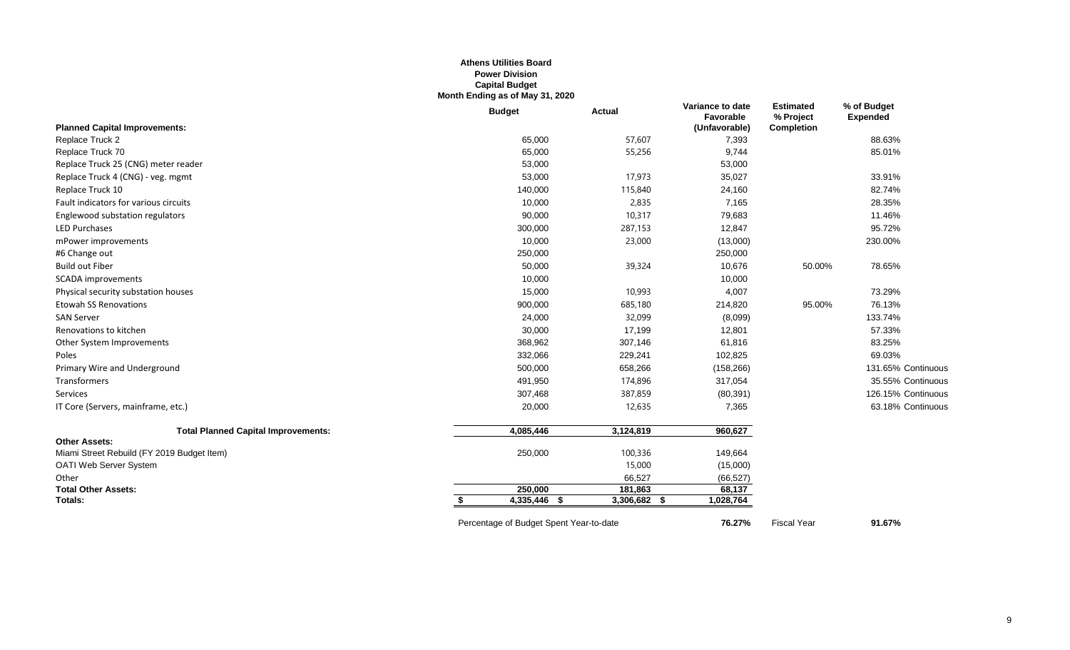**Athens Utilities Board**
**Power Division**
**Capital Budget**
**Month Ending as of May 31, 2020**

| | Budget | Actual | Variance to date Favorable (Unfavorable) | Estimated % Project Completion | % of Budget Expended |
|---|---|---|---|---|---|
| **Planned Capital Improvements:** | | | | | |
| Replace Truck 2 | 65,000 | 57,607 | 7,393 | | 88.63% |
| Replace Truck 70 | 65,000 | 55,256 | 9,744 | | 85.01% |
| Replace Truck 25 (CNG) meter reader | 53,000 | | 53,000 | | |
| Replace Truck 4 (CNG) - veg. mgmt | 53,000 | 17,973 | 35,027 | | 33.91% |
| Replace Truck 10 | 140,000 | 115,840 | 24,160 | | 82.74% |
| Fault indicators for various circuits | 10,000 | 2,835 | 7,165 | | 28.35% |
| Englewood substation regulators | 90,000 | 10,317 | 79,683 | | 11.46% |
| LED Purchases | 300,000 | 287,153 | 12,847 | | 95.72% |
| mPower improvements | 10,000 | 23,000 | (13,000) | | 230.00% |
| #6 Change out | 250,000 | | 250,000 | | |
| Build out Fiber | 50,000 | 39,324 | 10,676 | 50.00% | 78.65% |
| SCADA improvements | 10,000 | | 10,000 | | |
| Physical security substation houses | 15,000 | 10,993 | 4,007 | | 73.29% |
| Etowah SS Renovations | 900,000 | 685,180 | 214,820 | 95.00% | 76.13% |
| SAN Server | 24,000 | 32,099 | (8,099) | | 133.74% |
| Renovations to kitchen | 30,000 | 17,199 | 12,801 | | 57.33% |
| Other System Improvements | 368,962 | 307,146 | 61,816 | | 83.25% |
| Poles | 332,066 | 229,241 | 102,825 | | 69.03% |
| Primary Wire and Underground | 500,000 | 658,266 | (158,266) | | 131.65% Continuous |
| Transformers | 491,950 | 174,896 | 317,054 | | 35.55% Continuous |
| Services | 307,468 | 387,859 | (80,391) | | 126.15% Continuous |
| IT Core (Servers, mainframe, etc.) | 20,000 | 12,635 | 7,365 | | 63.18% Continuous |
| **Total Planned Capital Improvements:** | **4,085,446** | **3,124,819** | **960,627** | | |
| **Other Assets:** | | | | | |
| Miami Street Rebuild (FY 2019 Budget Item) | 250,000 | 100,336 | 149,664 | | |
| OATI Web Server System | | 15,000 | (15,000) | | |
| Other | | 66,527 | (66,527) | | |
| **Total Other Assets:** | **250,000** | **181,863** | **68,137** | | |
| **Totals:** | **$ 4,335,446** | **$ 3,306,682** | **$ 1,028,764** | | |

Percentage of Budget Spent Year-to-date **76.27%** Fiscal Year **91.67%**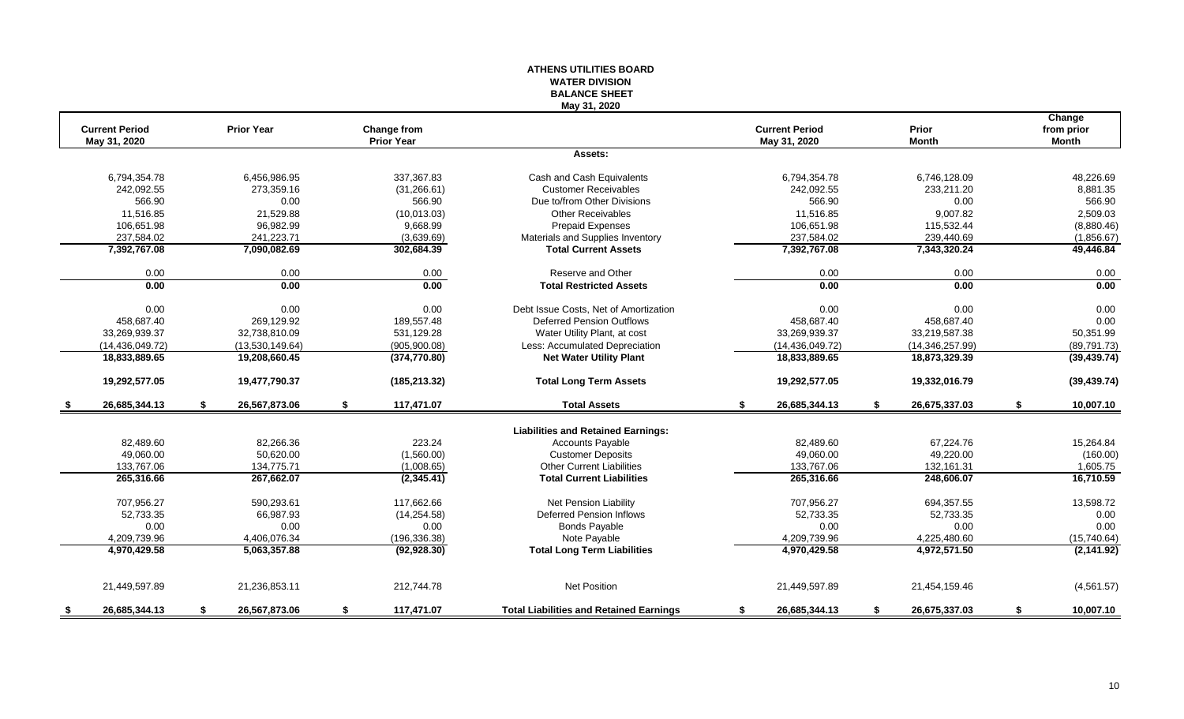# ATHENS UTILITIES BOARD
## WATER DIVISION
## BALANCE SHEET
### May 31, 2020

| Current Period May 31, 2020 | Prior Year | Change from Prior Year | | Current Period May 31, 2020 | Prior Month | Change from prior Month |
|---|---|---|---|---|---|---|
| | | | **Assets:** | | | |
| 6,794,354.78 | 6,456,986.95 | 337,367.83 | Cash and Cash Equivalents | 6,794,354.78 | 6,746,128.09 | 48,226.69 |
| 242,092.55 | 273,359.16 | (31,266.61) | Customer Receivables | 242,092.55 | 233,211.20 | 8,881.35 |
| 566.90 | 0.00 | 566.90 | Due to/from Other Divisions | 566.90 | 0.00 | 566.90 |
| 11,516.85 | 21,529.88 | (10,013.03) | Other Receivables | 11,516.85 | 9,007.82 | 2,509.03 |
| 106,651.98 | 96,982.99 | 9,668.99 | Prepaid Expenses | 106,651.98 | 115,532.44 | (8,880.46) |
| 237,584.02 | 241,223.71 | (3,639.69) | Materials and Supplies Inventory | 237,584.02 | 239,440.69 | (1,856.67) |
| **7,392,767.08** | **7,090,082.69** | **302,684.39** | **Total Current Assets** | **7,392,767.08** | **7,343,320.24** | **49,446.84** |
| 0.00 | 0.00 | 0.00 | Reserve and Other | 0.00 | 0.00 | 0.00 |
| **0.00** | **0.00** | **0.00** | **Total Restricted Assets** | **0.00** | **0.00** | **0.00** |
| 0.00 | 0.00 | 0.00 | Debt Issue Costs, Net of Amortization | 0.00 | 0.00 | 0.00 |
| 458,687.40 | 269,129.92 | 189,557.48 | Deferred Pension Outflows | 458,687.40 | 458,687.40 | 0.00 |
| 33,269,939.37 | 32,738,810.09 | 531,129.28 | Water Utility Plant, at cost | 33,269,939.37 | 33,219,587.38 | 50,351.99 |
| (14,436,049.72) | (13,530,149.64) | (905,900.08) | Less: Accumulated Depreciation | (14,436,049.72) | (14,346,257.99) | (89,791.73) |
| **18,833,889.65** | **19,208,660.45** | **(374,770.80)** | **Net Water Utility Plant** | **18,833,889.65** | **18,873,329.39** | **(39,439.74)** |
| **19,292,577.05** | **19,477,790.37** | **(185,213.32)** | **Total Long Term Assets** | **19,292,577.05** | **19,332,016.79** | **(39,439.74)** |
| **$ 26,685,344.13** | **$ 26,567,873.06** | **$ 117,471.07** | **Total Assets** | **$ 26,685,344.13** | **$ 26,675,337.03** | **$ 10,007.10** |
| | | | **Liabilities and Retained Earnings:** | | | |
| 82,489.60 | 82,266.36 | 223.24 | Accounts Payable | 82,489.60 | 67,224.76 | 15,264.84 |
| 49,060.00 | 50,620.00 | (1,560.00) | Customer Deposits | 49,060.00 | 49,220.00 | (160.00) |
| 133,767.06 | 134,775.71 | (1,008.65) | Other Current Liabilities | 133,767.06 | 132,161.31 | 1,605.75 |
| **265,316.66** | **267,662.07** | **(2,345.41)** | **Total Current Liabilities** | **265,316.66** | **248,606.07** | **16,710.59** |
| 707,956.27 | 590,293.61 | 117,662.66 | Net Pension Liability | 707,956.27 | 694,357.55 | 13,598.72 |
| 52,733.35 | 66,987.93 | (14,254.58) | Deferred Pension Inflows | 52,733.35 | 52,733.35 | 0.00 |
| 0.00 | 0.00 | 0.00 | Bonds Payable | 0.00 | 0.00 | 0.00 |
| 4,209,739.96 | 4,406,076.34 | (196,336.38) | Note Payable | 4,209,739.96 | 4,225,480.60 | (15,740.64) |
| **4,970,429.58** | **5,063,357.88** | **(92,928.30)** | **Total Long Term Liabilities** | **4,970,429.58** | **4,972,571.50** | **(2,141.92)** |
| 21,449,597.89 | 21,236,853.11 | 212,744.78 | Net Position | 21,449,597.89 | 21,454,159.46 | (4,561.57) |
| **$ 26,685,344.13** | **$ 26,567,873.06** | **$ 117,471.07** | **Total Liabilities and Retained Earnings** | **$ 26,685,344.13** | **$ 26,675,337.03** | **$ 10,007.10** |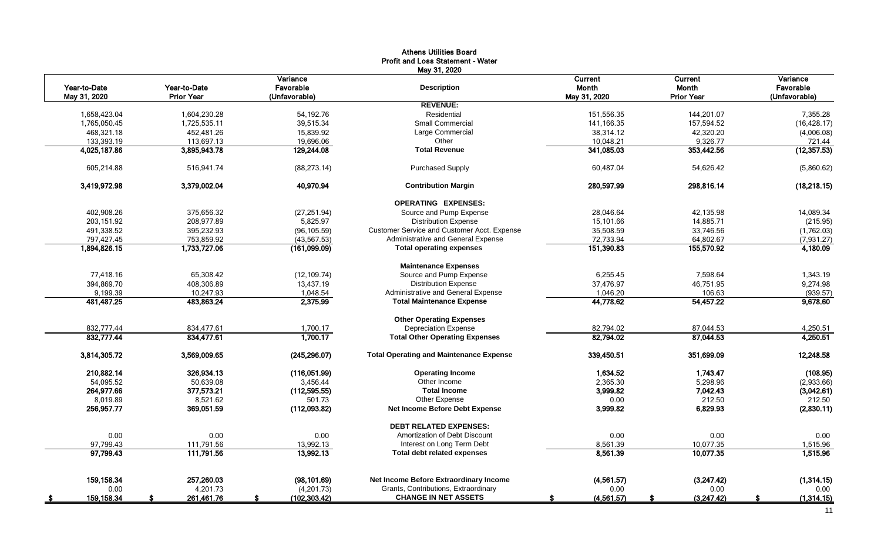# Athens Utilities Board
## Profit and Loss Statement - Water
### May 31, 2020

| Year-to-Date May 31, 2020 | Year-to-Date Prior Year | Variance Favorable (Unfavorable) | Description | Current Month May 31, 2020 | Current Month Prior Year | Variance Favorable (Unfavorable) |
|---|---|---|---|---|---|---|
| | | | **REVENUE:** | | | |
| 1,658,423.04 | 1,604,230.28 | 54,192.76 | Residential | 151,556.35 | 144,201.07 | 7,355.28 |
| 1,765,050.45 | 1,725,535.11 | 39,515.34 | Small Commercial | 141,166.35 | 157,594.52 | (16,428.17) |
| 468,321.18 | 452,481.26 | 15,839.92 | Large Commercial | 38,314.12 | 42,320.20 | (4,006.08) |
| 133,393.19 | 113,697.13 | 19,696.06 | Other | 10,048.21 | 9,326.77 | 721.44 |
| **4,025,187.86** | **3,895,943.78** | **129,244.08** | **Total Revenue** | **341,085.03** | **353,442.56** | **(12,357.53)** |
| 605,214.88 | 516,941.74 | (88,273.14) | Purchased Supply | 60,487.04 | 54,626.42 | (5,860.62) |
| **3,419,972.98** | **3,379,002.04** | **40,970.94** | **Contribution Margin** | **280,597.99** | **298,816.14** | **(18,218.15)** |
| | | | **OPERATING EXPENSES:** | | | |
| 402,908.26 | 375,656.32 | (27,251.94) | Source and Pump Expense | 28,046.64 | 42,135.98 | 14,089.34 |
| 203,151.92 | 208,977.89 | 5,825.97 | Distribution Expense | 15,101.66 | 14,885.71 | (215.95) |
| 491,338.52 | 395,232.93 | (96,105.59) | Customer Service and Customer Acct. Expense | 35,508.59 | 33,746.56 | (1,762.03) |
| 797,427.45 | 753,859.92 | (43,567.53) | Administrative and General Expense | 72,733.94 | 64,802.67 | (7,931.27) |
| **1,894,826.15** | **1,733,727.06** | **(161,099.09)** | **Total operating expenses** | **151,390.83** | **155,570.92** | **4,180.09** |
| | | | **Maintenance Expenses** | | | |
| 77,418.16 | 65,308.42 | (12,109.74) | Source and Pump Expense | 6,255.45 | 7,598.64 | 1,343.19 |
| 394,869.70 | 408,306.89 | 13,437.19 | Distribution Expense | 37,476.97 | 46,751.95 | 9,274.98 |
| 9,199.39 | 10,247.93 | 1,048.54 | Administrative and General Expense | 1,046.20 | 106.63 | (939.57) |
| **481,487.25** | **483,863.24** | **2,375.99** | **Total Maintenance Expense** | **44,778.62** | **54,457.22** | **9,678.60** |
| | | | **Other Operating Expenses** | | | |
| 832,777.44 | 834,477.61 | 1,700.17 | Depreciation Expense | 82,794.02 | 87,044.53 | 4,250.51 |
| **832,777.44** | **834,477.61** | **1,700.17** | **Total Other Operating Expenses** | **82,794.02** | **87,044.53** | **4,250.51** |
| **3,814,305.72** | **3,569,009.65** | **(245,296.07)** | **Total Operating and Maintenance Expense** | **339,450.51** | **351,699.09** | **12,248.58** |
| **210,882.14** | **326,934.13** | **(116,051.99)** | **Operating Income** | **1,634.52** | **1,743.47** | **(108.95)** |
| 54,095.52 | 50,639.08 | 3,456.44 | Other Income | 2,365.30 | 5,298.96 | (2,933.66) |
| **264,977.66** | **377,573.21** | **(112,595.55)** | **Total Income** | **3,999.82** | **7,042.43** | **(3,042.61)** |
| 8,019.89 | 8,521.62 | 501.73 | Other Expense | 0.00 | 212.50 | 212.50 |
| **256,957.77** | **369,051.59** | **(112,093.82)** | **Net Income Before Debt Expense** | **3,999.82** | **6,829.93** | **(2,830.11)** |
| | | | **DEBT RELATED EXPENSES:** | | | |
| 0.00 | 0.00 | 0.00 | Amortization of Debt Discount | 0.00 | 0.00 | 0.00 |
| 97,799.43 | 111,791.56 | 13,992.13 | Interest on Long Term Debt | 8,561.39 | 10,077.35 | 1,515.96 |
| **97,799.43** | **111,791.56** | **13,992.13** | **Total debt related expenses** | **8,561.39** | **10,077.35** | **1,515.96** |
| **159,158.34** | **257,260.03** | **(98,101.69)** | **Net Income Before Extraordinary Income** | **(4,561.57)** | **(3,247.42)** | **(1,314.15)** |
| 0.00 | 4,201.73 | (4,201.73) | Grants, Contributions, Extraordinary | 0.00 | 0.00 | 0.00 |
| **$ 159,158.34** | **$ 261,461.76** | **$ (102,303.42)** | **CHANGE IN NET ASSETS** | **$ (4,561.57)** | **$ (3,247.42)** | **$ (1,314.15)** |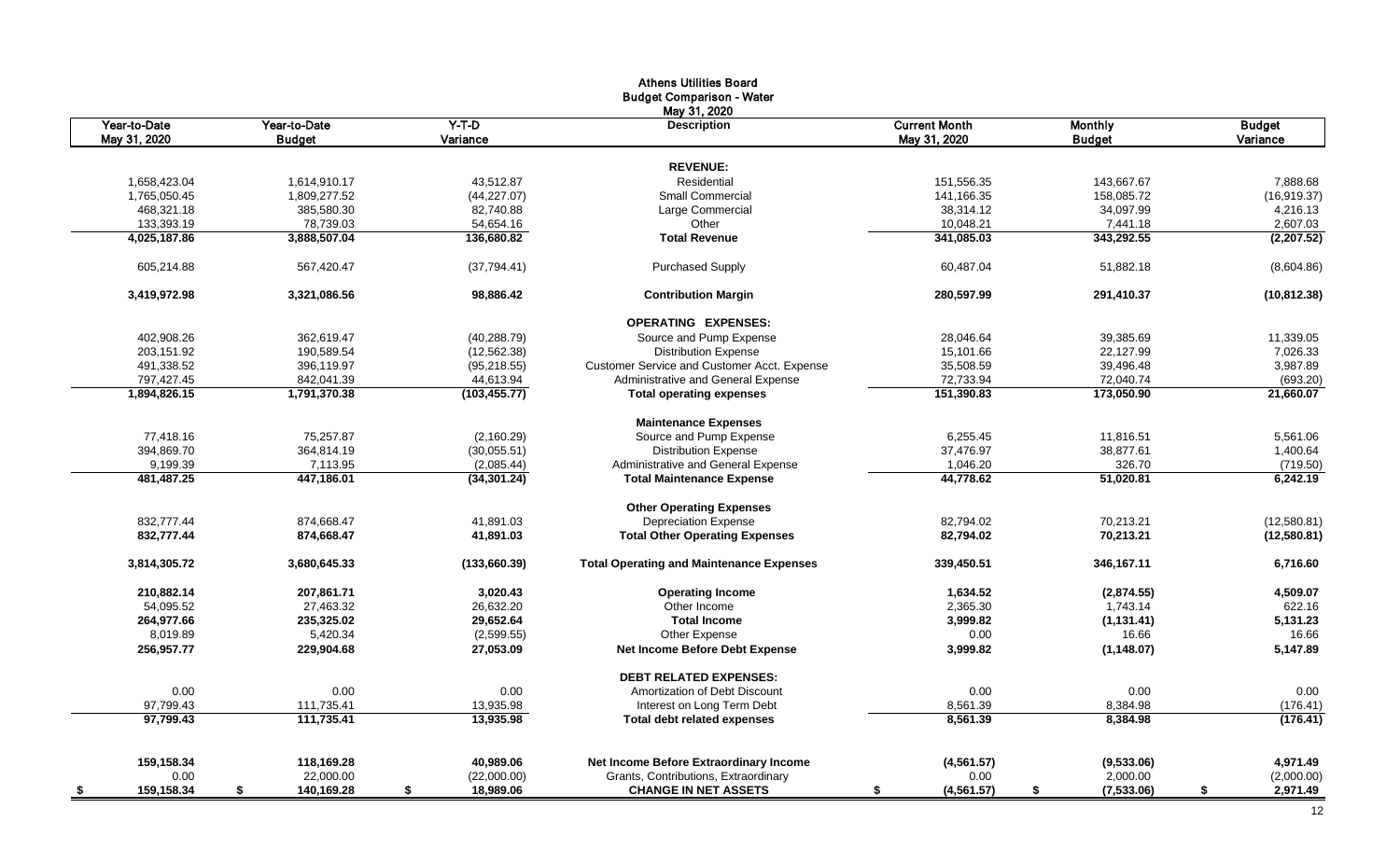# Athens Utilities Board
## Budget Comparison - Water
### May 31, 2020

| Year-to-Date May 31, 2020 | Year-to-Date Budget | Y-T-D Variance | Description | Current Month May 31, 2020 | Monthly Budget | Budget Variance |
|---|---|---|---|---|---|---|
| | | | **REVENUE:** | | | |
| 1,658,423.04 | 1,614,910.17 | 43,512.87 | Residential | 151,556.35 | 143,667.67 | 7,888.68 |
| 1,765,050.45 | 1,809,277.52 | (44,227.07) | Small Commercial | 141,166.35 | 158,085.72 | (16,919.37) |
| 468,321.18 | 385,580.30 | 82,740.88 | Large Commercial | 38,314.12 | 34,097.99 | 4,216.13 |
| 133,393.19 | 78,739.03 | 54,654.16 | Other | 10,048.21 | 7,441.18 | 2,607.03 |
| **4,025,187.86** | **3,888,507.04** | **136,680.82** | **Total Revenue** | **341,085.03** | **343,292.55** | **(2,207.52)** |
| 605,214.88 | 567,420.47 | (37,794.41) | Purchased Supply | 60,487.04 | 51,882.18 | (8,604.86) |
| **3,419,972.98** | **3,321,086.56** | **98,886.42** | **Contribution Margin** | **280,597.99** | **291,410.37** | **(10,812.38)** |
| | | | **OPERATING EXPENSES:** | | | |
| 402,908.26 | 362,619.47 | (40,288.79) | Source and Pump Expense | 28,046.64 | 39,385.69 | 11,339.05 |
| 203,151.92 | 190,589.54 | (12,562.38) | Distribution Expense | 15,101.66 | 22,127.99 | 7,026.33 |
| 491,338.52 | 396,119.97 | (95,218.55) | Customer Service and Customer Acct. Expense | 35,508.59 | 39,496.48 | 3,987.89 |
| 797,427.45 | 842,041.39 | 44,613.94 | Administrative and General Expense | 72,733.94 | 72,040.74 | (693.20) |
| **1,894,826.15** | **1,791,370.38** | **(103,455.77)** | **Total operating expenses** | **151,390.83** | **173,050.90** | **21,660.07** |
| | | | **Maintenance Expenses** | | | |
| 77,418.16 | 75,257.87 | (2,160.29) | Source and Pump Expense | 6,255.45 | 11,816.51 | 5,561.06 |
| 394,869.70 | 364,814.19 | (30,055.51) | Distribution Expense | 37,476.97 | 38,877.61 | 1,400.64 |
| 9,199.39 | 7,113.95 | (2,085.44) | Administrative and General Expense | 1,046.20 | 326.70 | (719.50) |
| **481,487.25** | **447,186.01** | **(34,301.24)** | **Total Maintenance Expense** | **44,778.62** | **51,020.81** | **6,242.19** |
| | | | **Other Operating Expenses** | | | |
| 832,777.44 | 874,668.47 | 41,891.03 | Depreciation Expense | 82,794.02 | 70,213.21 | (12,580.81) |
| **832,777.44** | **874,668.47** | **41,891.03** | **Total Other Operating Expenses** | **82,794.02** | **70,213.21** | **(12,580.81)** |
| **3,814,305.72** | **3,680,645.33** | **(133,660.39)** | **Total Operating and Maintenance Expenses** | **339,450.51** | **346,167.11** | **6,716.60** |
| **210,882.14** | **207,861.71** | **3,020.43** | **Operating Income** | **1,634.52** | **(2,874.55)** | **4,509.07** |
| 54,095.52 | 27,463.32 | 26,632.20 | Other Income | 2,365.30 | 1,743.14 | 622.16 |
| **264,977.66** | **235,325.02** | **29,652.64** | **Total Income** | **3,999.82** | **(1,131.41)** | **5,131.23** |
| 8,019.89 | 5,420.34 | (2,599.55) | Other Expense | 0.00 | 16.66 | 16.66 |
| **256,957.77** | **229,904.68** | **27,053.09** | **Net Income Before Debt Expense** | **3,999.82** | **(1,148.07)** | **5,147.89** |
| | | | **DEBT RELATED EXPENSES:** | | | |
| 0.00 | 0.00 | 0.00 | Amortization of Debt Discount | 0.00 | 0.00 | 0.00 |
| 97,799.43 | 111,735.41 | 13,935.98 | Interest on Long Term Debt | 8,561.39 | 8,384.98 | (176.41) |
| **97,799.43** | **111,735.41** | **13,935.98** | **Total debt related expenses** | **8,561.39** | **8,384.98** | **(176.41)** |
| **159,158.34** | **118,169.28** | **40,989.06** | **Net Income Before Extraordinary Income** | **(4,561.57)** | **(9,533.06)** | **4,971.49** |
| 0.00 | 22,000.00 | (22,000.00) | Grants, Contributions, Extraordinary | 0.00 | 2,000.00 | (2,000.00) |
| **$ 159,158.34** | **$ 140,169.28** | **$ 18,989.06** | **CHANGE IN NET ASSETS** | **$ (4,561.57)** | **$ (7,533.06)** | **$ 2,971.49** |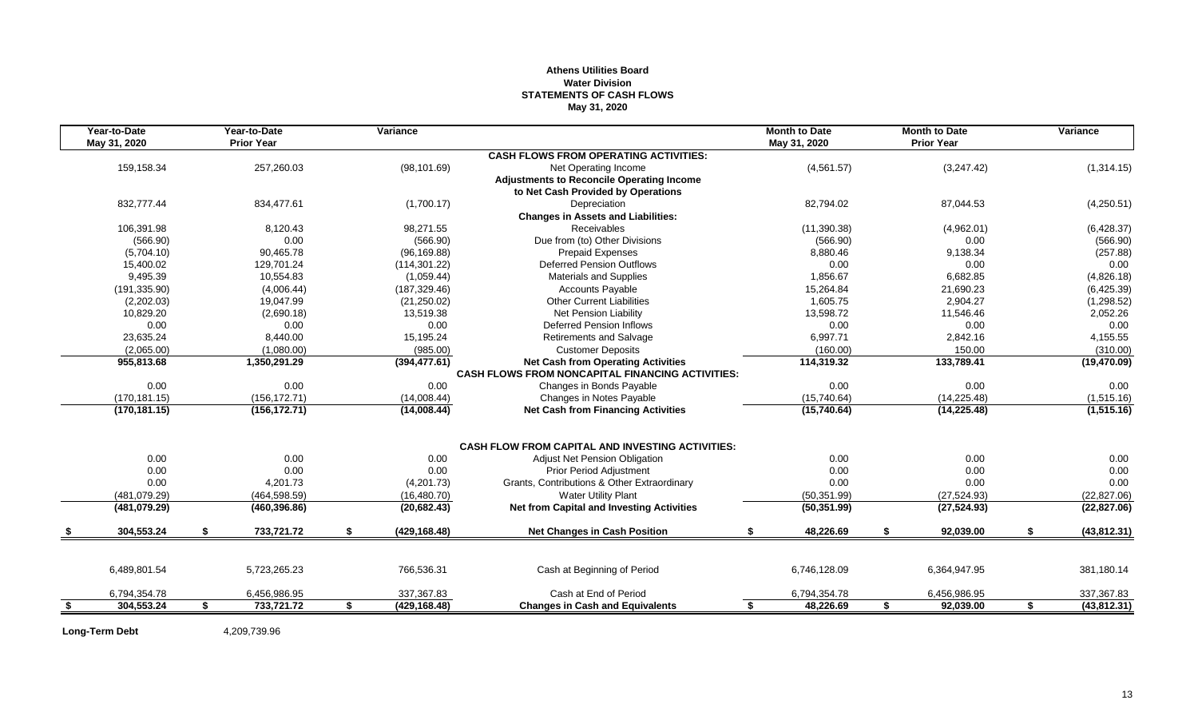# Athens Utilities Board
## Water Division
## STATEMENTS OF CASH FLOWS
### May 31, 2020

| Year-to-Date May 31, 2020 | Year-to-Date Prior Year | Variance | | Month to Date May 31, 2020 | Month to Date Prior Year | Variance |
|---|---|---|---|---|---|---|
| | | | **CASH FLOWS FROM OPERATING ACTIVITIES:** | | | |
| 159,158.34 | 257,260.03 | (98,101.69) | Net Operating Income | (4,561.57) | (3,247.42) | (1,314.15) |
| | | | **Adjustments to Reconcile Operating Income to Net Cash Provided by Operations** | | | |
| 832,777.44 | 834,477.61 | (1,700.17) | Depreciation | 82,794.02 | 87,044.53 | (4,250.51) |
| | | | **Changes in Assets and Liabilities:** | | | |
| 106,391.98 | 8,120.43 | 98,271.55 | Receivables | (11,390.38) | (4,962.01) | (6,428.37) |
| (566.90) | 0.00 | (566.90) | Due from (to) Other Divisions | (566.90) | 0.00 | (566.90) |
| (5,704.10) | 90,465.78 | (96,169.88) | Prepaid Expenses | 8,880.46 | 9,138.34 | (257.88) |
| 15,400.02 | 129,701.24 | (114,301.22) | Deferred Pension Outflows | 0.00 | 0.00 | 0.00 |
| 9,495.39 | 10,554.83 | (1,059.44) | Materials and Supplies | 1,856.67 | 6,682.85 | (4,826.18) |
| (191,335.90) | (4,006.44) | (187,329.46) | Accounts Payable | 15,264.84 | 21,690.23 | (6,425.39) |
| (2,202.03) | 19,047.99 | (21,250.02) | Other Current Liabilities | 1,605.75 | 2,904.27 | (1,298.52) |
| 10,829.20 | (2,690.18) | 13,519.38 | Net Pension Liability | 13,598.72 | 11,546.46 | 2,052.26 |
| 0.00 | 0.00 | 0.00 | Deferred Pension Inflows | 0.00 | 0.00 | 0.00 |
| 23,635.24 | 8,440.00 | 15,195.24 | Retirements and Salvage | 6,997.71 | 2,842.16 | 4,155.55 |
| (2,065.00) | (1,080.00) | (985.00) | Customer Deposits | (160.00) | 150.00 | (310.00) |
| **955,813.68** | **1,350,291.29** | **(394,477.61)** | **Net Cash from Operating Activities** | **114,319.32** | **133,789.41** | **(19,470.09)** |
| | | | **CASH FLOWS FROM NONCAPITAL FINANCING ACTIVITIES:** | | | |
| 0.00 | 0.00 | 0.00 | Changes in Bonds Payable | 0.00 | 0.00 | 0.00 |
| (170,181.15) | (156,172.71) | (14,008.44) | Changes in Notes Payable | (15,740.64) | (14,225.48) | (1,515.16) |
| **(170,181.15)** | **(156,172.71)** | **(14,008.44)** | **Net Cash from Financing Activities** | **(15,740.64)** | **(14,225.48)** | **(1,515.16)** |
| | | | **CASH FLOW FROM CAPITAL AND INVESTING ACTIVITIES:** | | | |
| 0.00 | 0.00 | 0.00 | Adjust Net Pension Obligation | 0.00 | 0.00 | 0.00 |
| 0.00 | 0.00 | 0.00 | Prior Period Adjustment | 0.00 | 0.00 | 0.00 |
| 0.00 | 4,201.73 | (4,201.73) | Grants, Contributions & Other Extraordinary | 0.00 | 0.00 | 0.00 |
| (481,079.29) | (464,598.59) | (16,480.70) | Water Utility Plant | (50,351.99) | (27,524.93) | (22,827.06) |
| **(481,079.29)** | **(460,396.86)** | **(20,682.43)** | **Net from Capital and Investing Activities** | **(50,351.99)** | **(27,524.93)** | **(22,827.06)** |
| **$ 304,553.24** | **$ 733,721.72** | **$ (429,168.48)** | **Net Changes in Cash Position** | **$ 48,226.69** | **$ 92,039.00** | **$ (43,812.31)** |
| 6,489,801.54 | 5,723,265.23 | 766,536.31 | Cash at Beginning of Period | 6,746,128.09 | 6,364,947.95 | 381,180.14 |
| 6,794,354.78 | 6,456,986.95 | 337,367.83 | Cash at End of Period | 6,794,354.78 | 6,456,986.95 | 337,367.83 |
| **$ 304,553.24** | **$ 733,721.72** | **$ (429,168.48)** | **Changes in Cash and Equivalents** | **$ 48,226.69** | **$ 92,039.00** | **$ (43,812.31)** |

**Long-Term Debt** 4,209,739.96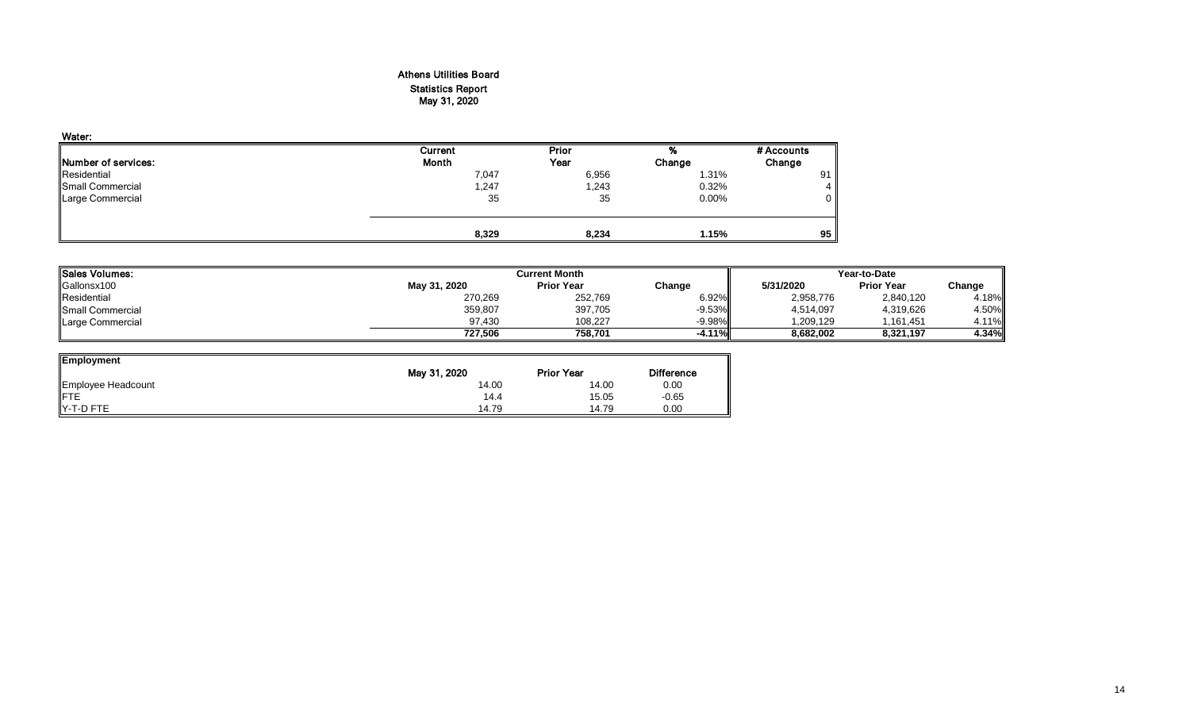# Athens Utilities Board

## Statistics Report

### May 31, 2020

**Water:**

| Number of services: | Current Month | Prior Year | % Change | # Accounts Change |
|---|---|---|---|---|
| Residential | 7,047 | 6,956 | 1.31% | 91 |
| Small Commercial | 1,247 | 1,243 | 0.32% | 4 |
| Large Commercial | 35 | 35 | 0.00% | 0 |
| | **8,329** | **8,234** | **1.15%** | **95** |

| Sales Volumes: | Current Month | | | Year-to-Date | | |
|---|---|---|---|---|---|---|
| Gallonsx100 | May 31, 2020 | Prior Year | Change | 5/31/2020 | Prior Year | Change |
| Residential | 270,269 | 252,769 | 6.92% | 2,958,776 | 2,840,120 | 4.18% |
| Small Commercial | 359,807 | 397,705 | -9.53% | 4,514,097 | 4,319,626 | 4.50% |
| Large Commercial | 97,430 | 108,227 | -9.98% | 1,209,129 | 1,161,451 | 4.11% |
| | **727,506** | **758,701** | **-4.11%** | **8,682,002** | **8,321,197** | **4.34%** |

| Employment | May 31, 2020 | Prior Year | Difference |
|---|---|---|---|
| Employee Headcount | 14.00 | 14.00 | 0.00 |
| FTE | 14.4 | 15.05 | -0.65 |
| Y-T-D FTE | 14.79 | 14.79 | 0.00 |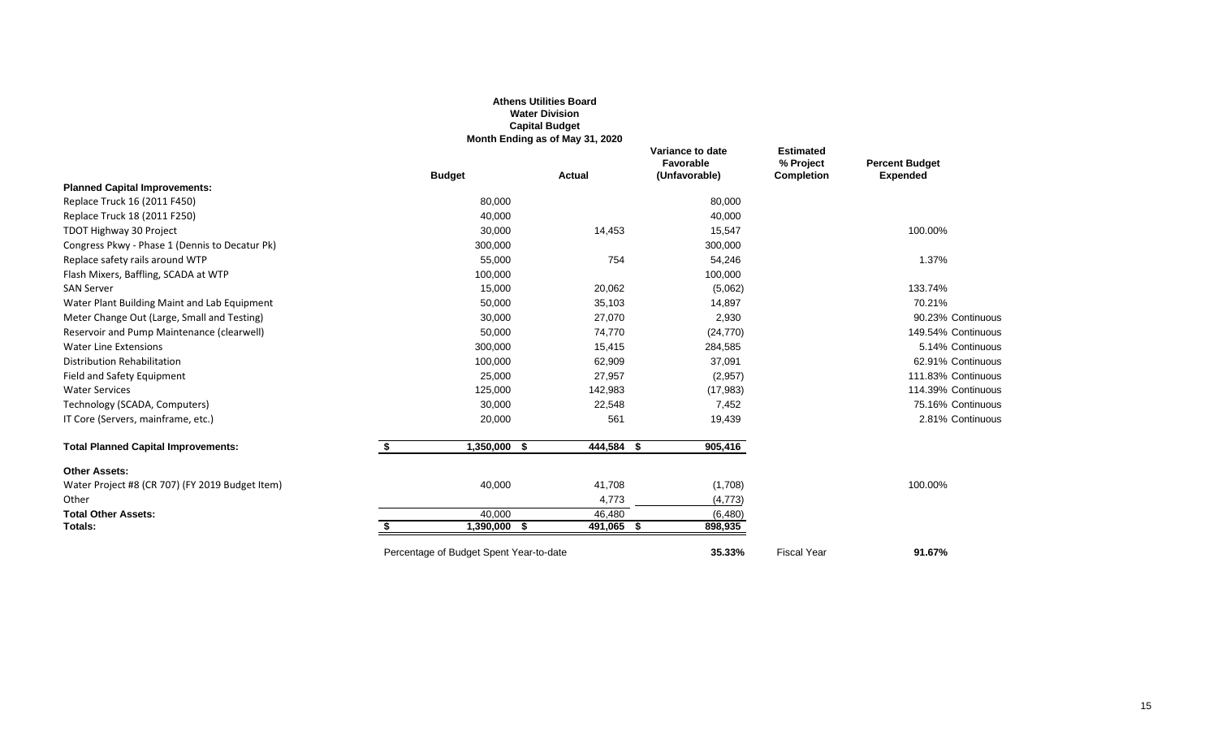**Athens Utilities Board**
**Water Division**
**Capital Budget**
**Month Ending as of May 31, 2020**

| | Budget | Actual | Variance to date Favorable (Unfavorable) | Estimated % Project Completion | Percent Budget Expended | |
|---|---|---|---|---|---|---|
| **Planned Capital Improvements:** | | | | | | |
| Replace Truck 16 (2011 F450) | 80,000 | | 80,000 | | | |
| Replace Truck 18 (2011 F250) | 40,000 | | 40,000 | | | |
| TDOT Highway 30 Project | 30,000 | 14,453 | 15,547 | | 100.00% | |
| Congress Pkwy - Phase 1 (Dennis to Decatur Pk) | 300,000 | | 300,000 | | | |
| Replace safety rails around WTP | 55,000 | 754 | 54,246 | | 1.37% | |
| Flash Mixers, Baffling, SCADA at WTP | 100,000 | | 100,000 | | | |
| SAN Server | 15,000 | 20,062 | (5,062) | | 133.74% | |
| Water Plant Building Maint and Lab Equipment | 50,000 | 35,103 | 14,897 | | 70.21% | |
| Meter Change Out (Large, Small and Testing) | 30,000 | 27,070 | 2,930 | | 90.23% | Continuous |
| Reservoir and Pump Maintenance (clearwell) | 50,000 | 74,770 | (24,770) | | 149.54% | Continuous |
| Water Line Extensions | 300,000 | 15,415 | 284,585 | | 5.14% | Continuous |
| Distribution Rehabilitation | 100,000 | 62,909 | 37,091 | | 62.91% | Continuous |
| Field and Safety Equipment | 25,000 | 27,957 | (2,957) | | 111.83% | Continuous |
| Water Services | 125,000 | 142,983 | (17,983) | | 114.39% | Continuous |
| Technology (SCADA, Computers) | 30,000 | 22,548 | 7,452 | | 75.16% | Continuous |
| IT Core (Servers, mainframe, etc.) | 20,000 | 561 | 19,439 | | 2.81% | Continuous |
| **Total Planned Capital Improvements:** | **$ 1,350,000** | **$ 444,584** | **$ 905,416** | | | |
| **Other Assets:** | | | | | | |
| Water Project #8 (CR 707) (FY 2019 Budget Item) | 40,000 | 41,708 | (1,708) | | 100.00% | |
| Other | | 4,773 | (4,773) | | | |
| **Total Other Assets:** | 40,000 | 46,480 | (6,480) | | | |
| **Totals:** | **$ 1,390,000** | **$ 491,065** | **$ 898,935** | | | |
| | Percentage of Budget Spent Year-to-date | | **35.33%** | Fiscal Year | **91.67%** | |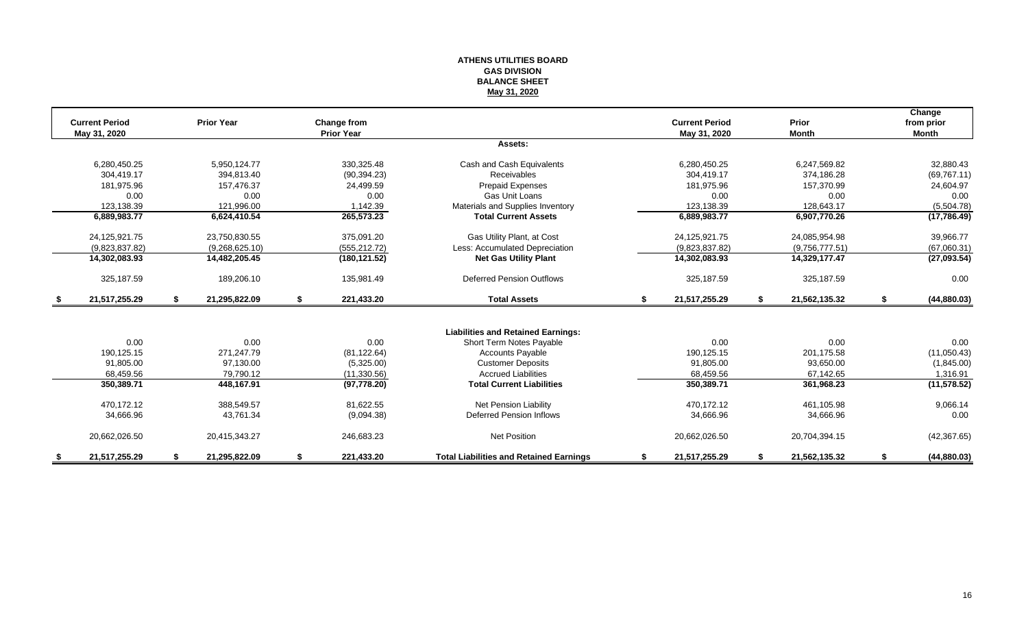**ATHENS UTILITIES BOARD**
**GAS DIVISION**
**BALANCE SHEET**
**May 31, 2020**

| Current Period May 31, 2020 | Prior Year | Change from Prior Year | | Current Period May 31, 2020 | Prior Month | Change from prior Month |
|---|---|---|---|---|---|---|
| | | | **Assets:** | | | |
| 6,280,450.25 | 5,950,124.77 | 330,325.48 | Cash and Cash Equivalents | 6,280,450.25 | 6,247,569.82 | 32,880.43 |
| 304,419.17 | 394,813.40 | (90,394.23) | Receivables | 304,419.17 | 374,186.28 | (69,767.11) |
| 181,975.96 | 157,476.37 | 24,499.59 | Prepaid Expenses | 181,975.96 | 157,370.99 | 24,604.97 |
| 0.00 | 0.00 | 0.00 | Gas Unit Loans | 0.00 | 0.00 | 0.00 |
| 123,138.39 | 121,996.00 | 1,142.39 | Materials and Supplies Inventory | 123,138.39 | 128,643.17 | (5,504.78) |
| **6,889,983.77** | **6,624,410.54** | **265,573.23** | **Total Current Assets** | **6,889,983.77** | **6,907,770.26** | **(17,786.49)** |
| 24,125,921.75 | 23,750,830.55 | 375,091.20 | Gas Utility Plant, at Cost | 24,125,921.75 | 24,085,954.98 | 39,966.77 |
| (9,823,837.82) | (9,268,625.10) | (555,212.72) | Less: Accumulated Depreciation | (9,823,837.82) | (9,756,777.51) | (67,060.31) |
| **14,302,083.93** | **14,482,205.45** | **(180,121.52)** | **Net Gas Utility Plant** | **14,302,083.93** | **14,329,177.47** | **(27,093.54)** |
| 325,187.59 | 189,206.10 | 135,981.49 | Deferred Pension Outflows | 325,187.59 | 325,187.59 | 0.00 |
| **$ 21,517,255.29** | **$ 21,295,822.09** | **$ 221,433.20** | **Total Assets** | **$ 21,517,255.29** | **$ 21,562,135.32** | **$ (44,880.03)** |
| | | | **Liabilities and Retained Earnings:** | | | |
| 0.00 | 0.00 | 0.00 | Short Term Notes Payable | 0.00 | 0.00 | 0.00 |
| 190,125.15 | 271,247.79 | (81,122.64) | Accounts Payable | 190,125.15 | 201,175.58 | (11,050.43) |
| 91,805.00 | 97,130.00 | (5,325.00) | Customer Deposits | 91,805.00 | 93,650.00 | (1,845.00) |
| 68,459.56 | 79,790.12 | (11,330.56) | Accrued Liabilities | 68,459.56 | 67,142.65 | 1,316.91 |
| **350,389.71** | **448,167.91** | **(97,778.20)** | **Total Current Liabilities** | **350,389.71** | **361,968.23** | **(11,578.52)** |
| 470,172.12 | 388,549.57 | 81,622.55 | Net Pension Liability | 470,172.12 | 461,105.98 | 9,066.14 |
| 34,666.96 | 43,761.34 | (9,094.38) | Deferred Pension Inflows | 34,666.96 | 34,666.96 | 0.00 |
| 20,662,026.50 | 20,415,343.27 | 246,683.23 | Net Position | 20,662,026.50 | 20,704,394.15 | (42,367.65) |
| **$ 21,517,255.29** | **$ 21,295,822.09** | **$ 221,433.20** | **Total Liabilities and Retained Earnings** | **$ 21,517,255.29** | **$ 21,562,135.32** | **$ (44,880.03)** |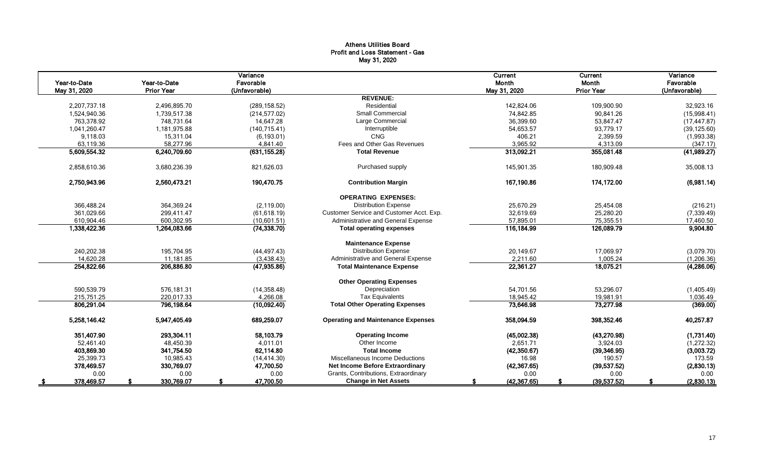# Athens Utilities Board
## Profit and Loss Statement - Gas
### May 31, 2020

| Year-to-Date May 31, 2020 | Year-to-Date Prior Year | Variance Favorable (Unfavorable) | | Current Month May 31, 2020 | Current Month Prior Year | Variance Favorable (Unfavorable) |
|---|---|---|---|---|---|---|
| | | | **REVENUE:** | | | |
| 2,207,737.18 | 2,496,895.70 | (289,158.52) | Residential | 142,824.06 | 109,900.90 | 32,923.16 |
| 1,524,940.36 | 1,739,517.38 | (214,577.02) | Small Commercial | 74,842.85 | 90,841.26 | (15,998.41) |
| 763,378.92 | 748,731.64 | 14,647.28 | Large Commercial | 36,399.60 | 53,847.47 | (17,447.87) |
| 1,041,260.47 | 1,181,975.88 | (140,715.41) | Interruptible | 54,653.57 | 93,779.17 | (39,125.60) |
| 9,118.03 | 15,311.04 | (6,193.01) | CNG | 406.21 | 2,399.59 | (1,993.38) |
| 63,119.36 | 58,277.96 | 4,841.40 | Fees and Other Gas Revenues | 3,965.92 | 4,313.09 | (347.17) |
| **5,609,554.32** | **6,240,709.60** | **(631,155.28)** | **Total Revenue** | **313,092.21** | **355,081.48** | **(41,989.27)** |
| 2,858,610.36 | 3,680,236.39 | 821,626.03 | Purchased supply | 145,901.35 | 180,909.48 | 35,008.13 |
| **2,750,943.96** | **2,560,473.21** | **190,470.75** | **Contribution Margin** | **167,190.86** | **174,172.00** | **(6,981.14)** |
| | | | **OPERATING EXPENSES:** | | | |
| 366,488.24 | 364,369.24 | (2,119.00) | Distribution Expense | 25,670.29 | 25,454.08 | (216.21) |
| 361,029.66 | 299,411.47 | (61,618.19) | Customer Service and Customer Acct. Exp. | 32,619.69 | 25,280.20 | (7,339.49) |
| 610,904.46 | 600,302.95 | (10,601.51) | Administrative and General Expense | 57,895.01 | 75,355.51 | 17,460.50 |
| **1,338,422.36** | **1,264,083.66** | **(74,338.70)** | **Total operating expenses** | **116,184.99** | **126,089.79** | **9,904.80** |
| | | | **Maintenance Expense** | | | |
| 240,202.38 | 195,704.95 | (44,497.43) | Distribution Expense | 20,149.67 | 17,069.97 | (3,079.70) |
| 14,620.28 | 11,181.85 | (3,438.43) | Administrative and General Expense | 2,211.60 | 1,005.24 | (1,206.36) |
| **254,822.66** | **206,886.80** | **(47,935.86)** | **Total Maintenance Expense** | **22,361.27** | **18,075.21** | **(4,286.06)** |
| | | | **Other Operating Expenses** | | | |
| 590,539.79 | 576,181.31 | (14,358.48) | Depreciation | 54,701.56 | 53,296.07 | (1,405.49) |
| 215,751.25 | 220,017.33 | 4,266.08 | Tax Equivalents | 18,945.42 | 19,981.91 | 1,036.49 |
| **806,291.04** | **796,198.64** | **(10,092.40)** | **Total Other Operating Expenses** | **73,646.98** | **73,277.98** | **(369.00)** |
| **5,258,146.42** | **5,947,405.49** | **689,259.07** | **Operating and Maintenance Expenses** | **358,094.59** | **398,352.46** | **40,257.87** |
| **351,407.90** | **293,304.11** | **58,103.79** | **Operating Income** | **(45,002.38)** | **(43,270.98)** | **(1,731.40)** |
| 52,461.40 | 48,450.39 | 4,011.01 | Other Income | 2,651.71 | 3,924.03 | (1,272.32) |
| **403,869.30** | **341,754.50** | **62,114.80** | **Total Income** | **(42,350.67)** | **(39,346.95)** | **(3,003.72)** |
| 25,399.73 | 10,985.43 | (14,414.30) | Miscellaneous Income Deductions | 16.98 | 190.57 | 173.59 |
| **378,469.57** | **330,769.07** | **47,700.50** | **Net Income Before Extraordinary** | **(42,367.65)** | **(39,537.52)** | **(2,830.13)** |
| 0.00 | 0.00 | 0.00 | Grants, Contributions, Extraordinary | 0.00 | 0.00 | 0.00 |
| **$ 378,469.57** | **$ 330,769.07** | **$ 47,700.50** | **Change in Net Assets** | **$ (42,367.65)** | **$ (39,537.52)** | **$ (2,830.13)** |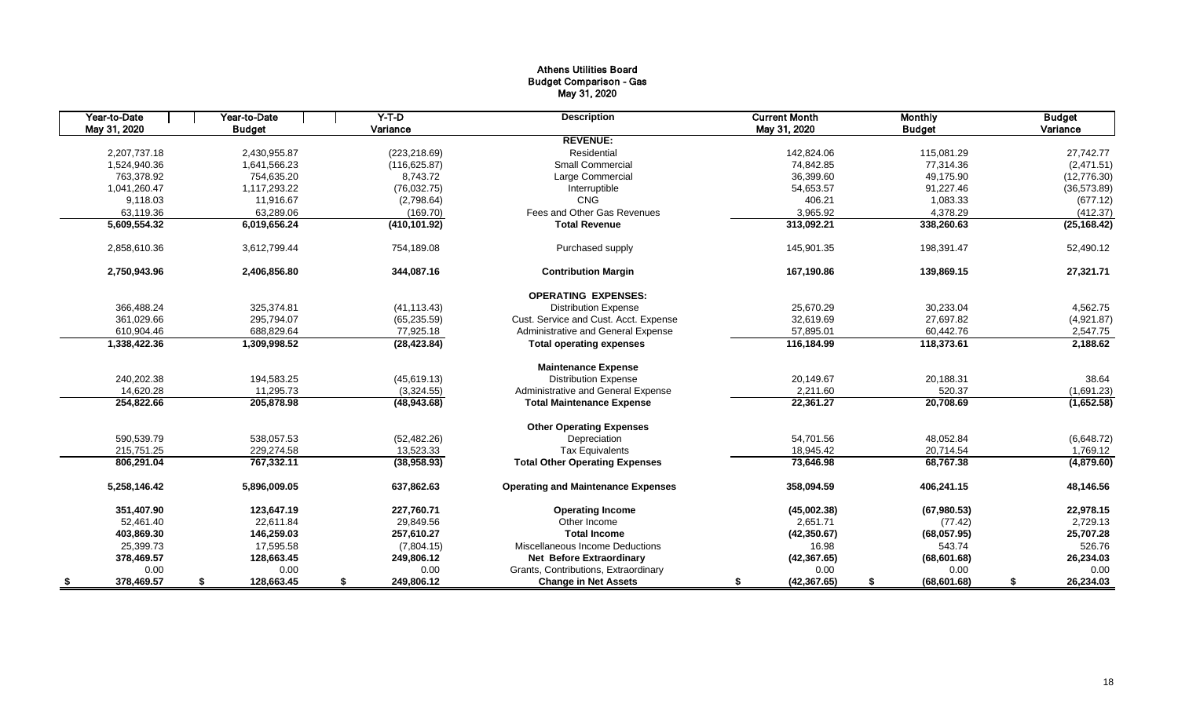# Athens Utilities Board
## Budget Comparison - Gas
### May 31, 2020

| Year-to-Date May 31, 2020 | Year-to-Date Budget | Y-T-D Variance | Description | Current Month May 31, 2020 | Monthly Budget | Budget Variance |
|---|---|---|---|---|---|---|
| | | | **REVENUE:** | | | |
| 2,207,737.18 | 2,430,955.87 | (223,218.69) | Residential | 142,824.06 | 115,081.29 | 27,742.77 |
| 1,524,940.36 | 1,641,566.23 | (116,625.87) | Small Commercial | 74,842.85 | 77,314.36 | (2,471.51) |
| 763,378.92 | 754,635.20 | 8,743.72 | Large Commercial | 36,399.60 | 49,175.90 | (12,776.30) |
| 1,041,260.47 | 1,117,293.22 | (76,032.75) | Interruptible | 54,653.57 | 91,227.46 | (36,573.89) |
| 9,118.03 | 11,916.67 | (2,798.64) | CNG | 406.21 | 1,083.33 | (677.12) |
| 63,119.36 | 63,289.06 | (169.70) | Fees and Other Gas Revenues | 3,965.92 | 4,378.29 | (412.37) |
| **5,609,554.32** | **6,019,656.24** | **(410,101.92)** | **Total Revenue** | **313,092.21** | **338,260.63** | **(25,168.42)** |
| 2,858,610.36 | 3,612,799.44 | 754,189.08 | Purchased supply | 145,901.35 | 198,391.47 | 52,490.12 |
| **2,750,943.96** | **2,406,856.80** | **344,087.16** | **Contribution Margin** | **167,190.86** | **139,869.15** | **27,321.71** |
| | | | **OPERATING EXPENSES:** | | | |
| 366,488.24 | 325,374.81 | (41,113.43) | Distribution Expense | 25,670.29 | 30,233.04 | 4,562.75 |
| 361,029.66 | 295,794.07 | (65,235.59) | Cust. Service and Cust. Acct. Expense | 32,619.69 | 27,697.82 | (4,921.87) |
| 610,904.46 | 688,829.64 | 77,925.18 | Administrative and General Expense | 57,895.01 | 60,442.76 | 2,547.75 |
| **1,338,422.36** | **1,309,998.52** | **(28,423.84)** | **Total operating expenses** | **116,184.99** | **118,373.61** | **2,188.62** |
| | | | **Maintenance Expense** | | | |
| 240,202.38 | 194,583.25 | (45,619.13) | Distribution Expense | 20,149.67 | 20,188.31 | 38.64 |
| 14,620.28 | 11,295.73 | (3,324.55) | Administrative and General Expense | 2,211.60 | 520.37 | (1,691.23) |
| **254,822.66** | **205,878.98** | **(48,943.68)** | **Total Maintenance Expense** | **22,361.27** | **20,708.69** | **(1,652.58)** |
| | | | **Other Operating Expenses** | | | |
| 590,539.79 | 538,057.53 | (52,482.26) | Depreciation | 54,701.56 | 48,052.84 | (6,648.72) |
| 215,751.25 | 229,274.58 | 13,523.33 | Tax Equivalents | 18,945.42 | 20,714.54 | 1,769.12 |
| **806,291.04** | **767,332.11** | **(38,958.93)** | **Total Other Operating Expenses** | **73,646.98** | **68,767.38** | **(4,879.60)** |
| **5,258,146.42** | **5,896,009.05** | **637,862.63** | **Operating and Maintenance Expenses** | **358,094.59** | **406,241.15** | **48,146.56** |
| **351,407.90** | **123,647.19** | **227,760.71** | **Operating Income** | **(45,002.38)** | **(67,980.53)** | **22,978.15** |
| 52,461.40 | 22,611.84 | 29,849.56 | Other Income | 2,651.71 | (77.42) | 2,729.13 |
| **403,869.30** | **146,259.03** | **257,610.27** | **Total Income** | **(42,350.67)** | **(68,057.95)** | **25,707.28** |
| 25,399.73 | 17,595.58 | (7,804.15) | Miscellaneous Income Deductions | 16.98 | 543.74 | 526.76 |
| **378,469.57** | **128,663.45** | **249,806.12** | **Net Before Extraordinary** | **(42,367.65)** | **(68,601.68)** | **26,234.03** |
| 0.00 | 0.00 | 0.00 | Grants, Contributions, Extraordinary | 0.00 | 0.00 | 0.00 |
| **$ 378,469.57** | **$ 128,663.45** | **$ 249,806.12** | **Change in Net Assets** | **$ (42,367.65)** | **$ (68,601.68)** | **$ 26,234.03** |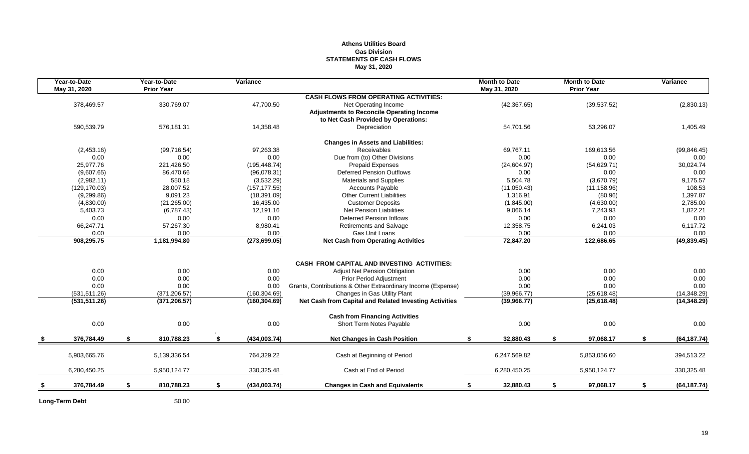**Athens Utilities Board**
**Gas Division**
**STATEMENTS OF CASH FLOWS**
**May 31, 2020**

| Year-to-Date May 31, 2020 | Year-to-Date Prior Year | Variance | | Month to Date May 31, 2020 | Month to Date Prior Year | Variance |
|---|---|---|---|---|---|---|
| | | | **CASH FLOWS FROM OPERATING ACTIVITIES:** | | | |
| 378,469.57 | 330,769.07 | 47,700.50 | Net Operating Income | (42,367.65) | (39,537.52) | (2,830.13) |
| | | | **Adjustments to Reconcile Operating Income to Net Cash Provided by Operations:** | | | |
| 590,539.79 | 576,181.31 | 14,358.48 | Depreciation | 54,701.56 | 53,296.07 | 1,405.49 |
| | | | **Changes in Assets and Liabilities:** | | | |
| (2,453.16) | (99,716.54) | 97,263.38 | Receivables | 69,767.11 | 169,613.56 | (99,846.45) |
| 0.00 | 0.00 | 0.00 | Due from (to) Other Divisions | 0.00 | 0.00 | 0.00 |
| 25,977.76 | 221,426.50 | (195,448.74) | Prepaid Expenses | (24,604.97) | (54,629.71) | 30,024.74 |
| (9,607.65) | 86,470.66 | (96,078.31) | Deferred Pension Outflows | 0.00 | 0.00 | 0.00 |
| (2,982.11) | 550.18 | (3,532.29) | Materials and Supplies | 5,504.78 | (3,670.79) | 9,175.57 |
| (129,170.03) | 28,007.52 | (157,177.55) | Accounts Payable | (11,050.43) | (11,158.96) | 108.53 |
| (9,299.86) | 9,091.23 | (18,391.09) | Other Current Liabilities | 1,316.91 | (80.96) | 1,397.87 |
| (4,830.00) | (21,265.00) | 16,435.00 | Customer Deposits | (1,845.00) | (4,630.00) | 2,785.00 |
| 5,403.73 | (6,787.43) | 12,191.16 | Net Pension Liabilities | 9,066.14 | 7,243.93 | 1,822.21 |
| 0.00 | 0.00 | 0.00 | Deferred Pension Inflows | 0.00 | 0.00 | 0.00 |
| 66,247.71 | 57,267.30 | 8,980.41 | Retirements and Salvage | 12,358.75 | 6,241.03 | 6,117.72 |
| 0.00 | 0.00 | 0.00 | Gas Unit Loans | 0.00 | 0.00 | 0.00 |
| **908,295.75** | **1,181,994.80** | **(273,699.05)** | **Net Cash from Operating Activities** | **72,847.20** | **122,686.65** | **(49,839.45)** |
| | | | **CASH FROM CAPITAL AND INVESTING ACTIVITIES:** | | | |
| 0.00 | 0.00 | 0.00 | Adjust Net Pension Obligation | 0.00 | 0.00 | 0.00 |
| 0.00 | 0.00 | 0.00 | Prior Period Adjustment | 0.00 | 0.00 | 0.00 |
| 0.00 | 0.00 | 0.00 | Grants, Contributions & Other Extraordinary Income (Expense) | 0.00 | 0.00 | 0.00 |
| (531,511.26) | (371,206.57) | (160,304.69) | Changes in Gas Utility Plant | (39,966.77) | (25,618.48) | (14,348.29) |
| **(531,511.26)** | **(371,206.57)** | **(160,304.69)** | **Net Cash from Capital and Related Investing Activities** | **(39,966.77)** | **(25,618.48)** | **(14,348.29)** |
| | | | **Cash from Financing Activities** | | | |
| 0.00 | 0.00 | 0.00 | Short Term Notes Payable | 0.00 | 0.00 | 0.00 |
| **$ 376,784.49** | **$ 810,788.23** | **$ (434,003.74)** | **Net Changes in Cash Position** | **$ 32,880.43** | **$ 97,068.17** | **$ (64,187.74)** |
| 5,903,665.76 | 5,139,336.54 | 764,329.22 | Cash at Beginning of Period | 6,247,569.82 | 5,853,056.60 | 394,513.22 |
| 6,280,450.25 | 5,950,124.77 | 330,325.48 | Cash at End of Period | 6,280,450.25 | 5,950,124.77 | 330,325.48 |
| **$ 376,784.49** | **$ 810,788.23** | **$ (434,003.74)** | **Changes in Cash and Equivalents** | **$ 32,880.43** | **$ 97,068.17** | **$ (64,187.74)** |

**Long-Term Debt** $0.00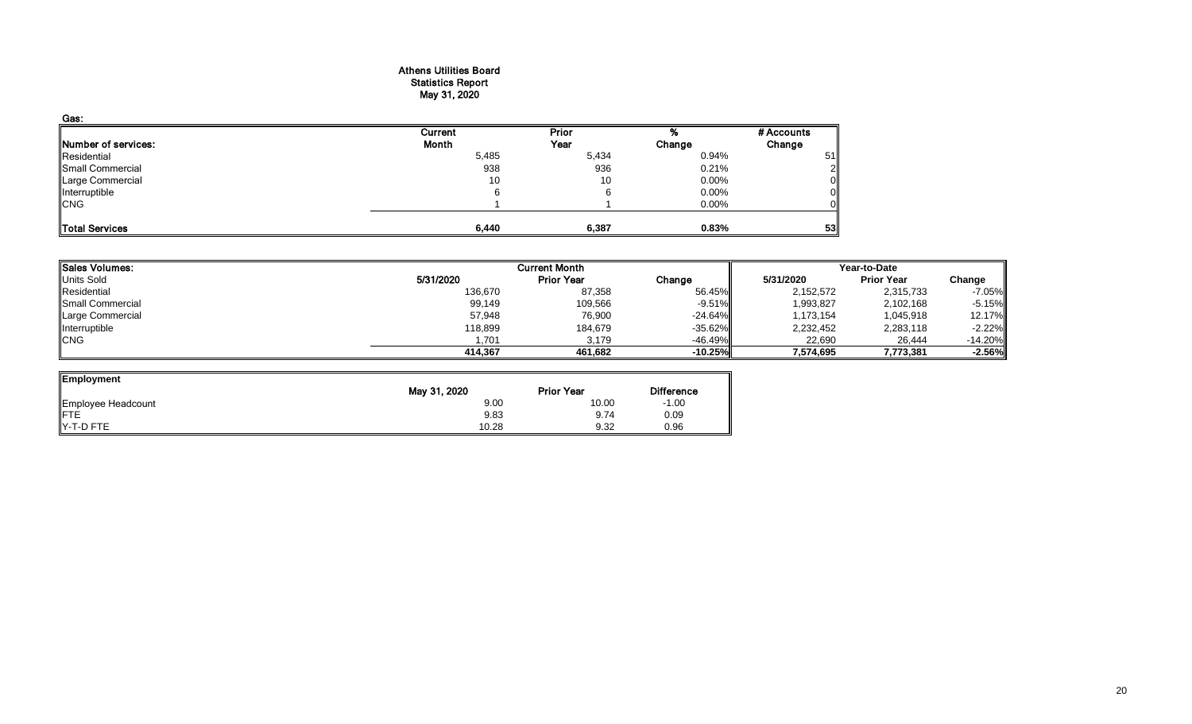# Athens Utilities Board
## Statistics Report
## May 31, 2020

**Gas:**

| Number of services: | Current Month | Prior Year | % Change | # Accounts Change |
|---|---|---|---|---|
| Residential | 5,485 | 5,434 | 0.94% | 51 |
| Small Commercial | 938 | 936 | 0.21% | 2 |
| Large Commercial | 10 | 10 | 0.00% | 0 |
| Interruptible | 6 | 6 | 0.00% | 0 |
| CNG | 1 | 1 | 0.00% | 0 |
| **Total Services** | **6,440** | **6,387** | **0.83%** | **53** |

| **Sales Volumes:** | Current Month | | | Year-to-Date | | |
|---|---|---|---|---|---|---|
| Units Sold | 5/31/2020 | Prior Year | Change | 5/31/2020 | Prior Year | Change |
| Residential | 136,670 | 87,358 | 56.45% | 2,152,572 | 2,315,733 | -7.05% |
| Small Commercial | 99,149 | 109,566 | -9.51% | 1,993,827 | 2,102,168 | -5.15% |
| Large Commercial | 57,948 | 76,900 | -24.64% | 1,173,154 | 1,045,918 | 12.17% |
| Interruptible | 118,899 | 184,679 | -35.62% | 2,232,452 | 2,283,118 | -2.22% |
| CNG | 1,701 | 3,179 | -46.49% | 22,690 | 26,444 | -14.20% |
| | **414,367** | **461,682** | **-10.25%** | **7,574,695** | **7,773,381** | **-2.56%** |

| **Employment** | May 31, 2020 | Prior Year | Difference |
|---|---|---|---|
| Employee Headcount | 9.00 | 10.00 | -1.00 |
| FTE | 9.83 | 9.74 | 0.09 |
| Y-T-D FTE | 10.28 | 9.32 | 0.96 |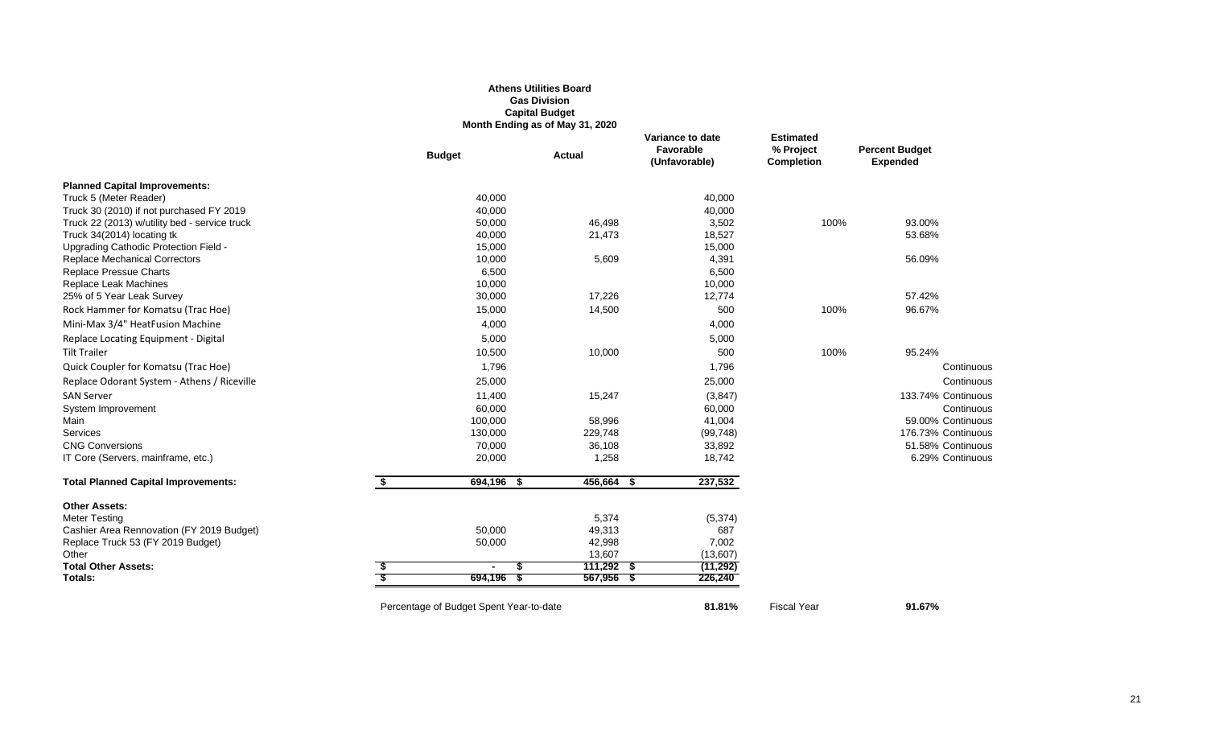**Athens Utilities Board**
**Gas Division**
**Capital Budget**
**Month Ending as of May 31, 2020**

| | Budget | Actual | Variance to date Favorable (Unfavorable) | Estimated % Project Completion | Percent Budget Expended | |
|---|---|---|---|---|---|---|
| **Planned Capital Improvements:** | | | | | | |
| Truck 5 (Meter Reader) | 40,000 | | 40,000 | | | |
| Truck 30 (2010) if not purchased FY 2019 | 40,000 | | 40,000 | | | |
| Truck 22 (2013) w/utility bed - service truck | 50,000 | 46,498 | 3,502 | 100% | 93.00% | |
| Truck 34(2014) locating tk | 40,000 | 21,473 | 18,527 | | 53.68% | |
| Upgrading Cathodic Protection Field - | 15,000 | | 15,000 | | | |
| Replace Mechanical Correctors | 10,000 | 5,609 | 4,391 | | 56.09% | |
| Replace Pressue Charts | 6,500 | | 6,500 | | | |
| Replace Leak Machines | 10,000 | | 10,000 | | | |
| 25% of 5 Year Leak Survey | 30,000 | 17,226 | 12,774 | | 57.42% | |
| Rock Hammer for Komatsu (Trac Hoe) | 15,000 | 14,500 | 500 | 100% | 96.67% | |
| Mini-Max 3/4" HeatFusion Machine | 4,000 | | 4,000 | | | |
| Replace Locating Equipment - Digital | 5,000 | | 5,000 | | | |
| Tilt Trailer | 10,500 | 10,000 | 500 | 100% | 95.24% | |
| Quick Coupler for Komatsu (Trac Hoe) | 1,796 | | 1,796 | | | Continuous |
| Replace Odorant System - Athens / Riceville | 25,000 | | 25,000 | | | Continuous |
| SAN Server | 11,400 | 15,247 | (3,847) | | 133.74% | Continuous |
| System Improvement | 60,000 | | 60,000 | | | Continuous |
| Main | 100,000 | 58,996 | 41,004 | | 59.00% | Continuous |
| Services | 130,000 | 229,748 | (99,748) | | 176.73% | Continuous |
| CNG Conversions | 70,000 | 36,108 | 33,892 | | 51.58% | Continuous |
| IT Core (Servers, mainframe, etc.) | 20,000 | 1,258 | 18,742 | | 6.29% | Continuous |
| **Total Planned Capital Improvements:** | $ 694,196 | $ 456,664 | $ 237,532 | | | |
| **Other Assets:** | | | | | | |
| Meter Testing | | 5,374 | (5,374) | | | |
| Cashier Area Rennovation (FY 2019 Budget) | 50,000 | 49,313 | 687 | | | |
| Replace Truck 53 (FY 2019 Budget) | 50,000 | 42,998 | 7,002 | | | |
| Other | | 13,607 | (13,607) | | | |
| **Total Other Assets:** | $ - | $ 111,292 | $ (11,292) | | | |
| **Totals:** | $ 694,196 | $ 567,956 | $ 226,240 | | | |

Percentage of Budget Spent Year-to-date **81.81%** Fiscal Year **91.67%**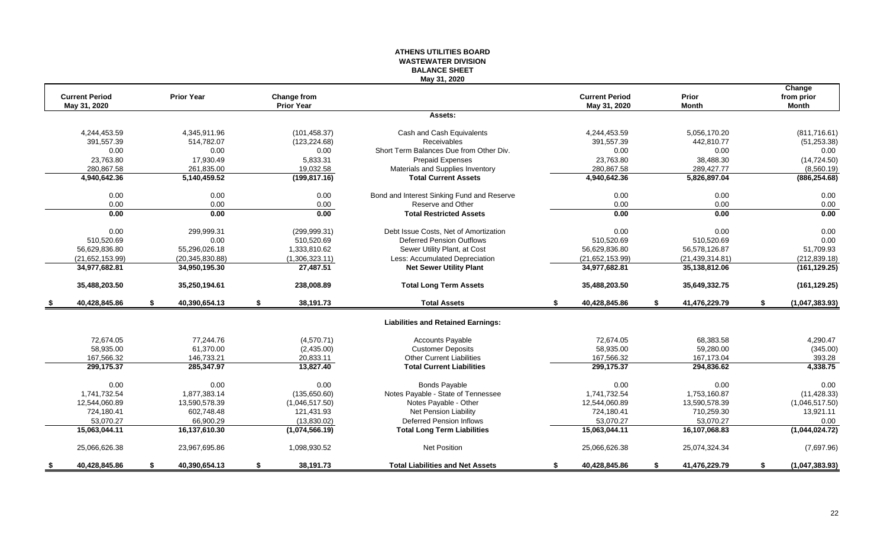# ATHENS UTILITIES BOARD
## WASTEWATER DIVISION
### BALANCE SHEET
May 31, 2020

| Current Period May 31, 2020 | Prior Year | Change from Prior Year | | Current Period May 31, 2020 | Prior Month | Change from prior Month |
|---|---|---|---|---|---|---|
| | | | **Assets:** | | | |
| 4,244,453.59 | 4,345,911.96 | (101,458.37) | Cash and Cash Equivalents | 4,244,453.59 | 5,056,170.20 | (811,716.61) |
| 391,557.39 | 514,782.07 | (123,224.68) | Receivables | 391,557.39 | 442,810.77 | (51,253.38) |
| 0.00 | 0.00 | 0.00 | Short Term Balances Due from Other Div. | 0.00 | 0.00 | 0.00 |
| 23,763.80 | 17,930.49 | 5,833.31 | Prepaid Expenses | 23,763.80 | 38,488.30 | (14,724.50) |
| 280,867.58 | 261,835.00 | 19,032.58 | Materials and Supplies Inventory | 280,867.58 | 289,427.77 | (8,560.19) |
| **4,940,642.36** | **5,140,459.52** | **(199,817.16)** | **Total Current Assets** | **4,940,642.36** | **5,826,897.04** | **(886,254.68)** |
| 0.00 | 0.00 | 0.00 | Bond and Interest Sinking Fund and Reserve | 0.00 | 0.00 | 0.00 |
| 0.00 | 0.00 | 0.00 | Reserve and Other | 0.00 | 0.00 | 0.00 |
| **0.00** | **0.00** | **0.00** | **Total Restricted Assets** | **0.00** | **0.00** | **0.00** |
| 0.00 | 299,999.31 | (299,999.31) | Debt Issue Costs, Net of Amortization | 0.00 | 0.00 | 0.00 |
| 510,520.69 | 0.00 | 510,520.69 | Deferred Pension Outflows | 510,520.69 | 510,520.69 | 0.00 |
| 56,629,836.80 | 55,296,026.18 | 1,333,810.62 | Sewer Utility Plant, at Cost | 56,629,836.80 | 56,578,126.87 | 51,709.93 |
| (21,652,153.99) | (20,345,830.88) | (1,306,323.11) | Less: Accumulated Depreciation | (21,652,153.99) | (21,439,314.81) | (212,839.18) |
| **34,977,682.81** | **34,950,195.30** | **27,487.51** | **Net Sewer Utility Plant** | **34,977,682.81** | **35,138,812.06** | **(161,129.25)** |
| **35,488,203.50** | **35,250,194.61** | **238,008.89** | **Total Long Term Assets** | **35,488,203.50** | **35,649,332.75** | **(161,129.25)** |
| **$ 40,428,845.86** | **$ 40,390,654.13** | **$ 38,191.73** | **Total Assets** | **$ 40,428,845.86** | **$ 41,476,229.79** | **$ (1,047,383.93)** |
| | | | **Liabilities and Retained Earnings:** | | | |
| 72,674.05 | 77,244.76 | (4,570.71) | Accounts Payable | 72,674.05 | 68,383.58 | 4,290.47 |
| 58,935.00 | 61,370.00 | (2,435.00) | Customer Deposits | 58,935.00 | 59,280.00 | (345.00) |
| 167,566.32 | 146,733.21 | 20,833.11 | Other Current Liabilities | 167,566.32 | 167,173.04 | 393.28 |
| **299,175.37** | **285,347.97** | **13,827.40** | **Total Current Liabilities** | **299,175.37** | **294,836.62** | **4,338.75** |
| 0.00 | 0.00 | 0.00 | Bonds Payable | 0.00 | 0.00 | 0.00 |
| 1,741,732.54 | 1,877,383.14 | (135,650.60) | Notes Payable - State of Tennessee | 1,741,732.54 | 1,753,160.87 | (11,428.33) |
| 12,544,060.89 | 13,590,578.39 | (1,046,517.50) | Notes Payable - Other | 12,544,060.89 | 13,590,578.39 | (1,046,517.50) |
| 724,180.41 | 602,748.48 | 121,431.93 | Net Pension Liability | 724,180.41 | 710,259.30 | 13,921.11 |
| 53,070.27 | 66,900.29 | (13,830.02) | Deferred Pension Inflows | 53,070.27 | 53,070.27 | 0.00 |
| **15,063,044.11** | **16,137,610.30** | **(1,074,566.19)** | **Total Long Term Liabilities** | **15,063,044.11** | **16,107,068.83** | **(1,044,024.72)** |
| 25,066,626.38 | 23,967,695.86 | 1,098,930.52 | Net Position | 25,066,626.38 | 25,074,324.34 | (7,697.96) |
| **$ 40,428,845.86** | **$ 40,390,654.13** | **$ 38,191.73** | **Total Liabilities and Net Assets** | **$ 40,428,845.86** | **$ 41,476,229.79** | **$ (1,047,383.93)** |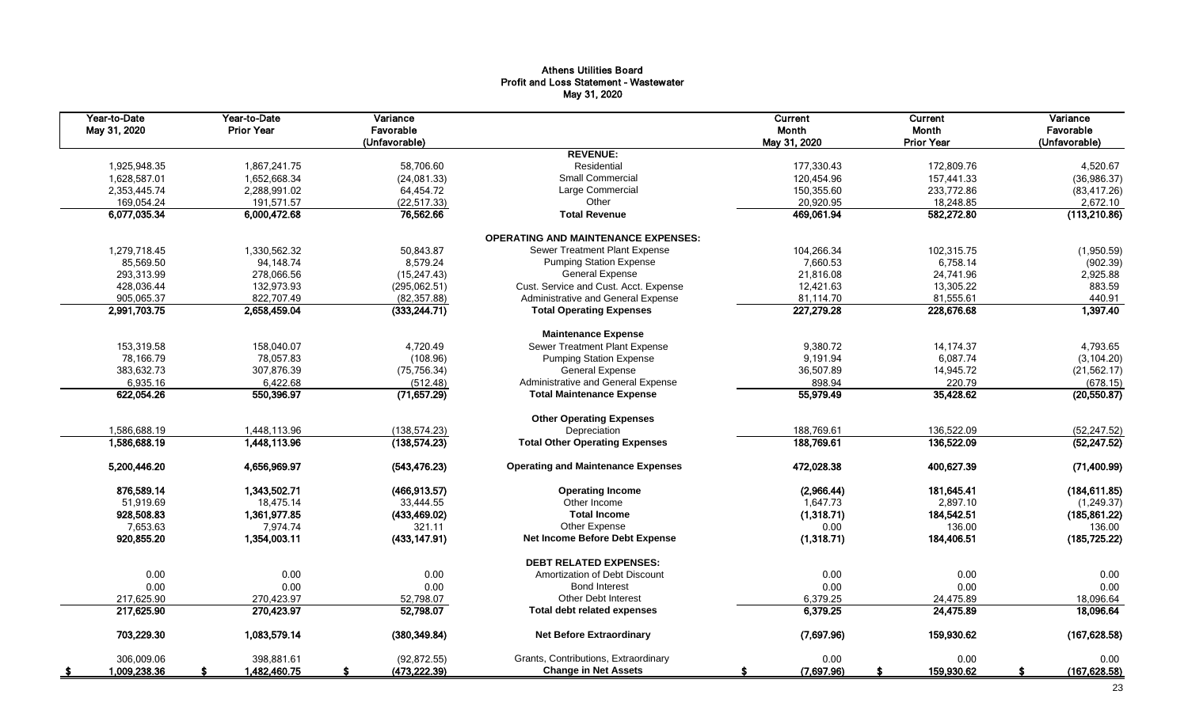# Athens Utilities Board
## Profit and Loss Statement - Wastewater
### May 31, 2020

| Year-to-Date May 31, 2020 | Year-to-Date Prior Year | Variance Favorable (Unfavorable) | | Current Month May 31, 2020 | Current Month Prior Year | Variance Favorable (Unfavorable) |
|---|---|---|---|---|---|---|
| | | | **REVENUE:** | | | |
| 1,925,948.35 | 1,867,241.75 | 58,706.60 | Residential | 177,330.43 | 172,809.76 | 4,520.67 |
| 1,628,587.01 | 1,652,668.34 | (24,081.33) | Small Commercial | 120,454.96 | 157,441.33 | (36,986.37) |
| 2,353,445.74 | 2,288,991.02 | 64,454.72 | Large Commercial | 150,355.60 | 233,772.86 | (83,417.26) |
| 169,054.24 | 191,571.57 | (22,517.33) | Other | 20,920.95 | 18,248.85 | 2,672.10 |
| **6,077,035.34** | **6,000,472.68** | **76,562.66** | **Total Revenue** | **469,061.94** | **582,272.80** | **(113,210.86)** |
| | | | **OPERATING AND MAINTENANCE EXPENSES:** | | | |
| 1,279,718.45 | 1,330,562.32 | 50,843.87 | Sewer Treatment Plant Expense | 104,266.34 | 102,315.75 | (1,950.59) |
| 85,569.50 | 94,148.74 | 8,579.24 | Pumping Station Expense | 7,660.53 | 6,758.14 | (902.39) |
| 293,313.99 | 278,066.56 | (15,247.43) | General Expense | 21,816.08 | 24,741.96 | 2,925.88 |
| 428,036.44 | 132,973.93 | (295,062.51) | Cust. Service and Cust. Acct. Expense | 12,421.63 | 13,305.22 | 883.59 |
| 905,065.37 | 822,707.49 | (82,357.88) | Administrative and General Expense | 81,114.70 | 81,555.61 | 440.91 |
| **2,991,703.75** | **2,658,459.04** | **(333,244.71)** | **Total Operating Expenses** | **227,279.28** | **228,676.68** | **1,397.40** |
| | | | **Maintenance Expense** | | | |
| 153,319.58 | 158,040.07 | 4,720.49 | Sewer Treatment Plant Expense | 9,380.72 | 14,174.37 | 4,793.65 |
| 78,166.79 | 78,057.83 | (108.96) | Pumping Station Expense | 9,191.94 | 6,087.74 | (3,104.20) |
| 383,632.73 | 307,876.39 | (75,756.34) | General Expense | 36,507.89 | 14,945.72 | (21,562.17) |
| 6,935.16 | 6,422.68 | (512.48) | Administrative and General Expense | 898.94 | 220.79 | (678.15) |
| **622,054.26** | **550,396.97** | **(71,657.29)** | **Total Maintenance Expense** | **55,979.49** | **35,428.62** | **(20,550.87)** |
| | | | **Other Operating Expenses** | | | |
| 1,586,688.19 | 1,448,113.96 | (138,574.23) | Depreciation | 188,769.61 | 136,522.09 | (52,247.52) |
| **1,586,688.19** | **1,448,113.96** | **(138,574.23)** | **Total Other Operating Expenses** | **188,769.61** | **136,522.09** | **(52,247.52)** |
| **5,200,446.20** | **4,656,969.97** | **(543,476.23)** | **Operating and Maintenance Expenses** | **472,028.38** | **400,627.39** | **(71,400.99)** |
| **876,589.14** | **1,343,502.71** | **(466,913.57)** | **Operating Income** | **(2,966.44)** | **181,645.41** | **(184,611.85)** |
| 51,919.69 | 18,475.14 | 33,444.55 | Other Income | 1,647.73 | 2,897.10 | (1,249.37) |
| **928,508.83** | **1,361,977.85** | **(433,469.02)** | **Total Income** | **(1,318.71)** | **184,542.51** | **(185,861.22)** |
| 7,653.63 | 7,974.74 | 321.11 | Other Expense | 0.00 | 136.00 | 136.00 |
| **920,855.20** | **1,354,003.11** | **(433,147.91)** | **Net Income Before Debt Expense** | **(1,318.71)** | **184,406.51** | **(185,725.22)** |
| | | | **DEBT RELATED EXPENSES:** | | | |
| 0.00 | 0.00 | 0.00 | Amortization of Debt Discount | 0.00 | 0.00 | 0.00 |
| 0.00 | 0.00 | 0.00 | Bond Interest | 0.00 | 0.00 | 0.00 |
| 217,625.90 | 270,423.97 | 52,798.07 | Other Debt Interest | 6,379.25 | 24,475.89 | 18,096.64 |
| **217,625.90** | **270,423.97** | **52,798.07** | **Total debt related expenses** | **6,379.25** | **24,475.89** | **18,096.64** |
| **703,229.30** | **1,083,579.14** | **(380,349.84)** | **Net Before Extraordinary** | **(7,697.96)** | **159,930.62** | **(167,628.58)** |
| 306,009.06 | 398,881.61 | (92,872.55) | Grants, Contributions, Extraordinary | 0.00 | 0.00 | 0.00 |
| **$ 1,009,238.36** | **$ 1,482,460.75** | **$ (473,222.39)** | **Change in Net Assets** | **$ (7,697.96)** | **$ 159,930.62** | **$ (167,628.58)** |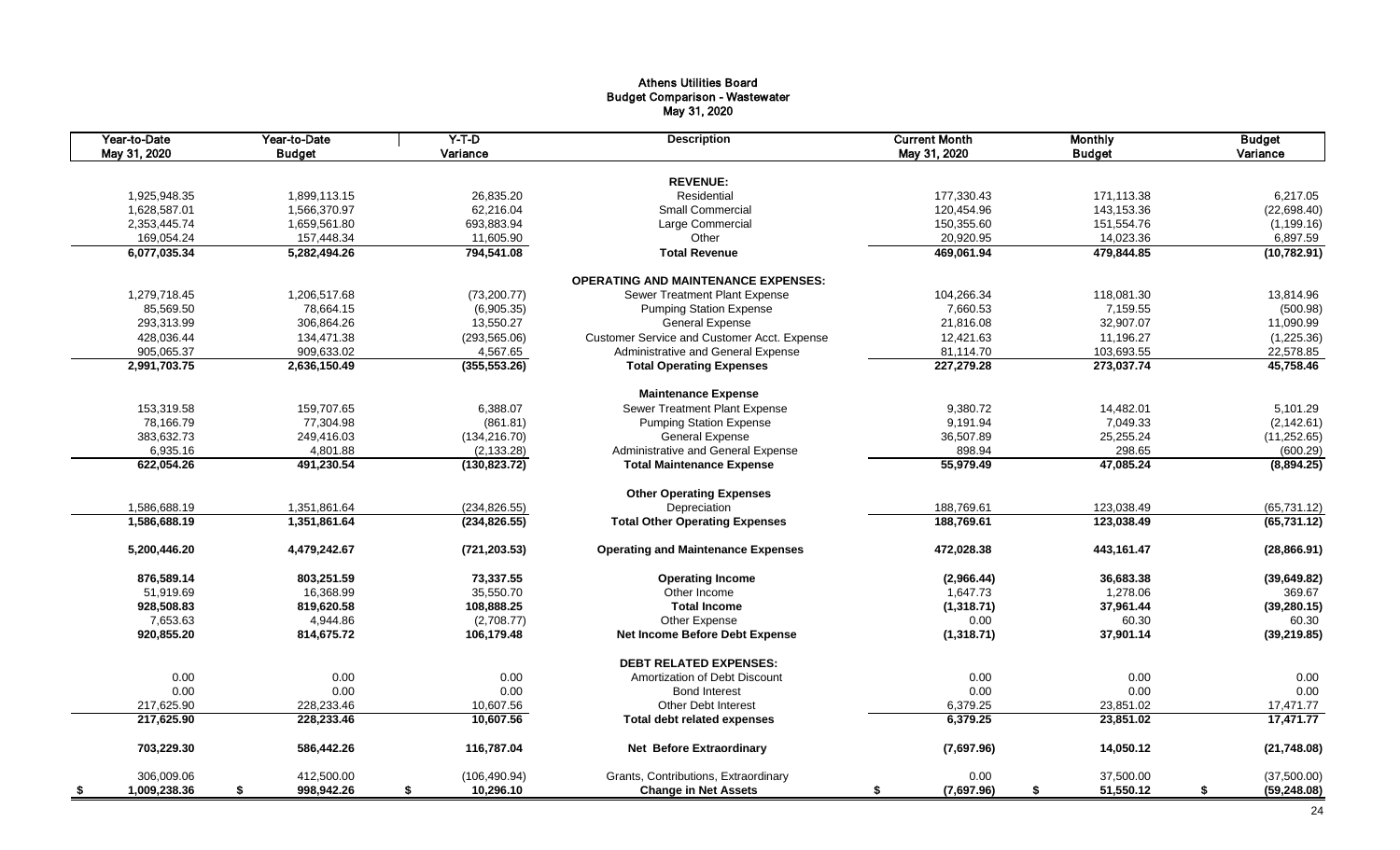# Athens Utilities Board
## Budget Comparison - Wastewater
### May 31, 2020

| Year-to-Date May 31, 2020 | Year-to-Date Budget | Y-T-D Variance | Description | Current Month May 31, 2020 | Monthly Budget | Budget Variance |
|---|---|---|---|---|---|---|
| | | | **REVENUE:** | | | |
| 1,925,948.35 | 1,899,113.15 | 26,835.20 | Residential | 177,330.43 | 171,113.38 | 6,217.05 |
| 1,628,587.01 | 1,566,370.97 | 62,216.04 | Small Commercial | 120,454.96 | 143,153.36 | (22,698.40) |
| 2,353,445.74 | 1,659,561.80 | 693,883.94 | Large Commercial | 150,355.60 | 151,554.76 | (1,199.16) |
| 169,054.24 | 157,448.34 | 11,605.90 | Other | 20,920.95 | 14,023.36 | 6,897.59 |
| **6,077,035.34** | **5,282,494.26** | **794,541.08** | **Total Revenue** | **469,061.94** | **479,844.85** | **(10,782.91)** |
| | | | **OPERATING AND MAINTENANCE EXPENSES:** | | | |
| 1,279,718.45 | 1,206,517.68 | (73,200.77) | Sewer Treatment Plant Expense | 104,266.34 | 118,081.30 | 13,814.96 |
| 85,569.50 | 78,664.15 | (6,905.35) | Pumping Station Expense | 7,660.53 | 7,159.55 | (500.98) |
| 293,313.99 | 306,864.26 | 13,550.27 | General Expense | 21,816.08 | 32,907.07 | 11,090.99 |
| 428,036.44 | 134,471.38 | (293,565.06) | Customer Service and Customer Acct. Expense | 12,421.63 | 11,196.27 | (1,225.36) |
| 905,065.37 | 909,633.02 | 4,567.65 | Administrative and General Expense | 81,114.70 | 103,693.55 | 22,578.85 |
| **2,991,703.75** | **2,636,150.49** | **(355,553.26)** | **Total Operating Expenses** | **227,279.28** | **273,037.74** | **45,758.46** |
| | | | **Maintenance Expense** | | | |
| 153,319.58 | 159,707.65 | 6,388.07 | Sewer Treatment Plant Expense | 9,380.72 | 14,482.01 | 5,101.29 |
| 78,166.79 | 77,304.98 | (861.81) | Pumping Station Expense | 9,191.94 | 7,049.33 | (2,142.61) |
| 383,632.73 | 249,416.03 | (134,216.70) | General Expense | 36,507.89 | 25,255.24 | (11,252.65) |
| 6,935.16 | 4,801.88 | (2,133.28) | Administrative and General Expense | 898.94 | 298.65 | (600.29) |
| **622,054.26** | **491,230.54** | **(130,823.72)** | **Total Maintenance Expense** | **55,979.49** | **47,085.24** | **(8,894.25)** |
| | | | **Other Operating Expenses** | | | |
| 1,586,688.19 | 1,351,861.64 | (234,826.55) | Depreciation | 188,769.61 | 123,038.49 | (65,731.12) |
| **1,586,688.19** | **1,351,861.64** | **(234,826.55)** | **Total Other Operating Expenses** | **188,769.61** | **123,038.49** | **(65,731.12)** |
| **5,200,446.20** | **4,479,242.67** | **(721,203.53)** | **Operating and Maintenance Expenses** | **472,028.38** | **443,161.47** | **(28,866.91)** |
| **876,589.14** | **803,251.59** | **73,337.55** | **Operating Income** | **(2,966.44)** | **36,683.38** | **(39,649.82)** |
| 51,919.69 | 16,368.99 | 35,550.70 | Other Income | 1,647.73 | 1,278.06 | 369.67 |
| **928,508.83** | **819,620.58** | **108,888.25** | **Total Income** | **(1,318.71)** | **37,961.44** | **(39,280.15)** |
| 7,653.63 | 4,944.86 | (2,708.77) | Other Expense | 0.00 | 60.30 | 60.30 |
| **920,855.20** | **814,675.72** | **106,179.48** | **Net Income Before Debt Expense** | **(1,318.71)** | **37,901.14** | **(39,219.85)** |
| | | | **DEBT RELATED EXPENSES:** | | | |
| 0.00 | 0.00 | 0.00 | Amortization of Debt Discount | 0.00 | 0.00 | 0.00 |
| 0.00 | 0.00 | 0.00 | Bond Interest | 0.00 | 0.00 | 0.00 |
| 217,625.90 | 228,233.46 | 10,607.56 | Other Debt Interest | 6,379.25 | 23,851.02 | 17,471.77 |
| **217,625.90** | **228,233.46** | **10,607.56** | **Total debt related expenses** | **6,379.25** | **23,851.02** | **17,471.77** |
| **703,229.30** | **586,442.26** | **116,787.04** | **Net Before Extraordinary** | **(7,697.96)** | **14,050.12** | **(21,748.08)** |
| 306,009.06 | 412,500.00 | (106,490.94) | Grants, Contributions, Extraordinary | 0.00 | 37,500.00 | (37,500.00) |
| **$ 1,009,238.36** | **$ 998,942.26** | **$ 10,296.10** | **Change in Net Assets** | **$ (7,697.96)** | **$ 51,550.12** | **$ (59,248.08)** |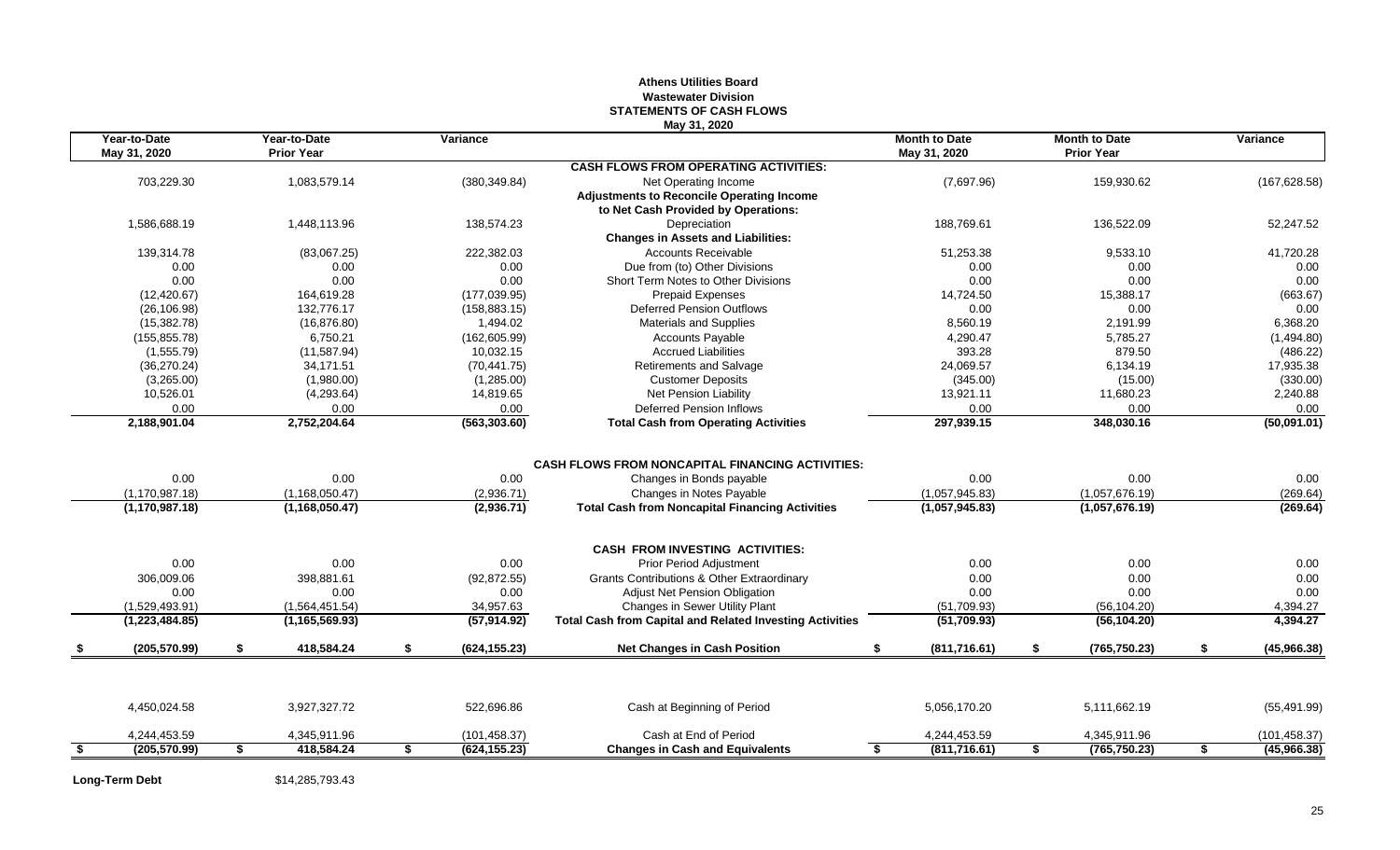# Athens Utilities Board
## Wastewater Division
## STATEMENTS OF CASH FLOWS
### May 31, 2020

| Year-to-Date May 31, 2020 | Year-to-Date Prior Year | Variance | | Month to Date May 31, 2020 | Month to Date Prior Year | Variance |
|---|---|---|---|---|---|---|
| | | | **CASH FLOWS FROM OPERATING ACTIVITIES:** | | | |
| 703,229.30 | 1,083,579.14 | (380,349.84) | Net Operating Income | (7,697.96) | 159,930.62 | (167,628.58) |
| | | | **Adjustments to Reconcile Operating Income to Net Cash Provided by Operations:** | | | |
| 1,586,688.19 | 1,448,113.96 | 138,574.23 | Depreciation | 188,769.61 | 136,522.09 | 52,247.52 |
| | | | **Changes in Assets and Liabilities:** | | | |
| 139,314.78 | (83,067.25) | 222,382.03 | Accounts Receivable | 51,253.38 | 9,533.10 | 41,720.28 |
| 0.00 | 0.00 | 0.00 | Due from (to) Other Divisions | 0.00 | 0.00 | 0.00 |
| 0.00 | 0.00 | 0.00 | Short Term Notes to Other Divisions | 0.00 | 0.00 | 0.00 |
| (12,420.67) | 164,619.28 | (177,039.95) | Prepaid Expenses | 14,724.50 | 15,388.17 | (663.67) |
| (26,106.98) | 132,776.17 | (158,883.15) | Deferred Pension Outflows | 0.00 | 0.00 | 0.00 |
| (15,382.78) | (16,876.80) | 1,494.02 | Materials and Supplies | 8,560.19 | 2,191.99 | 6,368.20 |
| (155,855.78) | 6,750.21 | (162,605.99) | Accounts Payable | 4,290.47 | 5,785.27 | (1,494.80) |
| (1,555.79) | (11,587.94) | 10,032.15 | Accrued Liabilities | 393.28 | 879.50 | (486.22) |
| (36,270.24) | 34,171.51 | (70,441.75) | Retirements and Salvage | 24,069.57 | 6,134.19 | 17,935.38 |
| (3,265.00) | (1,980.00) | (1,285.00) | Customer Deposits | (345.00) | (15.00) | (330.00) |
| 10,526.01 | (4,293.64) | 14,819.65 | Net Pension Liability | 13,921.11 | 11,680.23 | 2,240.88 |
| 0.00 | 0.00 | 0.00 | Deferred Pension Inflows | 0.00 | 0.00 | 0.00 |
| **2,188,901.04** | **2,752,204.64** | **(563,303.60)** | **Total Cash from Operating Activities** | **297,939.15** | **348,030.16** | **(50,091.01)** |
| | | | **CASH FLOWS FROM NONCAPITAL FINANCING ACTIVITIES:** | | | |
| 0.00 | 0.00 | 0.00 | Changes in Bonds payable | 0.00 | 0.00 | 0.00 |
| (1,170,987.18) | (1,168,050.47) | (2,936.71) | Changes in Notes Payable | (1,057,945.83) | (1,057,676.19) | (269.64) |
| **(1,170,987.18)** | **(1,168,050.47)** | **(2,936.71)** | **Total Cash from Noncapital Financing Activities** | **(1,057,945.83)** | **(1,057,676.19)** | **(269.64)** |
| | | | **CASH FROM INVESTING ACTIVITIES:** | | | |
| 0.00 | 0.00 | 0.00 | Prior Period Adjustment | 0.00 | 0.00 | 0.00 |
| 306,009.06 | 398,881.61 | (92,872.55) | Grants Contributions & Other Extraordinary | 0.00 | 0.00 | 0.00 |
| 0.00 | 0.00 | 0.00 | Adjust Net Pension Obligation | 0.00 | 0.00 | 0.00 |
| (1,529,493.91) | (1,564,451.54) | 34,957.63 | Changes in Sewer Utility Plant | (51,709.93) | (56,104.20) | 4,394.27 |
| **(1,223,484.85)** | **(1,165,569.93)** | **(57,914.92)** | **Total Cash from Capital and Related Investing Activities** | **(51,709.93)** | **(56,104.20)** | **4,394.27** |
| **$ (205,570.99)** | **$ 418,584.24** | **$ (624,155.23)** | **Net Changes in Cash Position** | **$ (811,716.61)** | **$ (765,750.23)** | **$ (45,966.38)** |
| 4,450,024.58 | 3,927,327.72 | 522,696.86 | Cash at Beginning of Period | 5,056,170.20 | 5,111,662.19 | (55,491.99) |
| 4,244,453.59 | 4,345,911.96 | (101,458.37) | Cash at End of Period | 4,244,453.59 | 4,345,911.96 | (101,458.37) |
| **$ (205,570.99)** | **$ 418,584.24** | **$ (624,155.23)** | **Changes in Cash and Equivalents** | **$ (811,716.61)** | **$ (765,750.23)** | **$ (45,966.38)** |

**Long-Term Debt** $14,285,793.43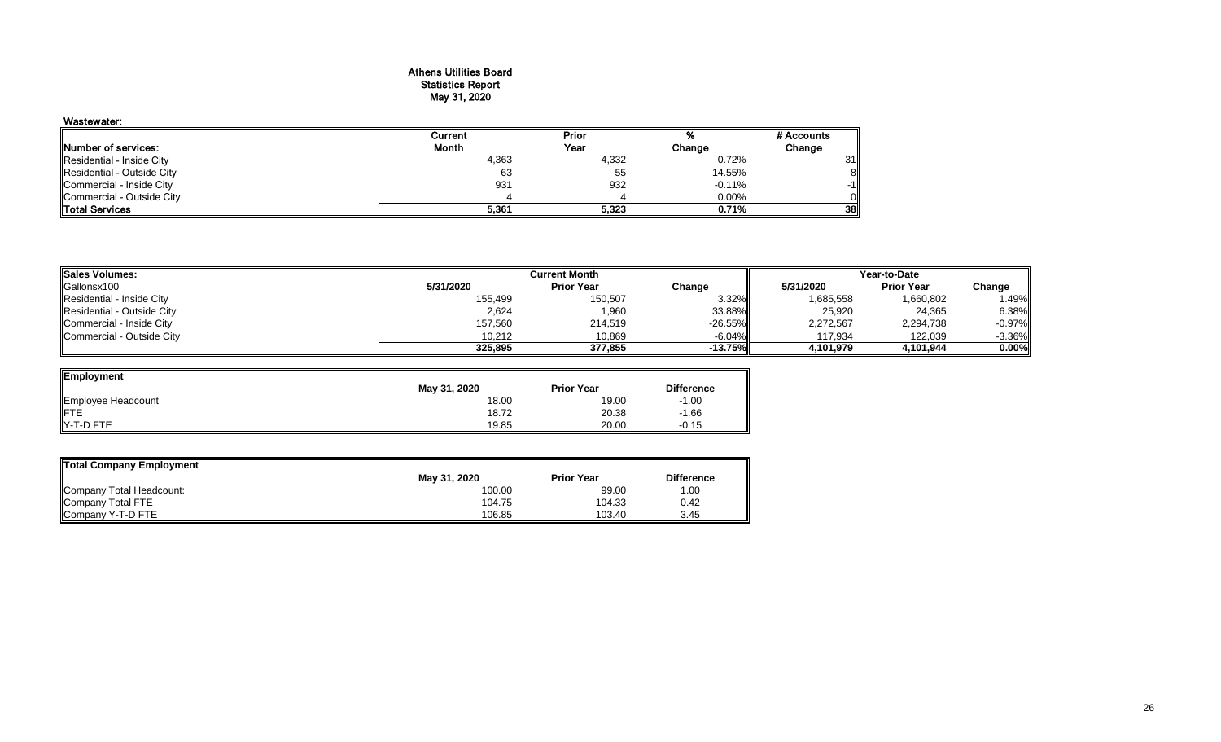# Athens Utilities Board
## Statistics Report
## May 31, 2020

### Wastewater:

| Number of services: | Current Month | Prior Year | % Change | # Accounts Change |
|---|---|---|---|---|
| Residential - Inside City | 4,363 | 4,332 | 0.72% | 31 |
| Residential - Outside City | 63 | 55 | 14.55% | 8 |
| Commercial - Inside City | 931 | 932 | -0.11% | -1 |
| Commercial - Outside City | 4 | 4 | 0.00% | 0 |
| **Total Services** | **5,361** | **5,323** | **0.71%** | **38** |

| Sales Volumes: | Current Month | | | Year-to-Date | | |
|---|---|---|---|---|---|---|
| Gallonsx100 | 5/31/2020 | Prior Year | Change | 5/31/2020 | Prior Year | Change |
| Residential - Inside City | 155,499 | 150,507 | 3.32% | 1,685,558 | 1,660,802 | 1.49% |
| Residential - Outside City | 2,624 | 1,960 | 33.88% | 25,920 | 24,365 | 6.38% |
| Commercial - Inside City | 157,560 | 214,519 | -26.55% | 2,272,567 | 2,294,738 | -0.97% |
| Commercial - Outside City | 10,212 | 10,869 | -6.04% | 117,934 | 122,039 | -3.36% |
| | **325,895** | **377,855** | **-13.75%** | **4,101,979** | **4,101,944** | **0.00%** |

| Employment | May 31, 2020 | Prior Year | Difference |
|---|---|---|---|
| Employee Headcount | 18.00 | 19.00 | -1.00 |
| FTE | 18.72 | 20.38 | -1.66 |
| Y-T-D FTE | 19.85 | 20.00 | -0.15 |

| Total Company Employment | May 31, 2020 | Prior Year | Difference |
|---|---|---|---|
| Company Total Headcount: | 100.00 | 99.00 | 1.00 |
| Company Total FTE | 104.75 | 104.33 | 0.42 |
| Company Y-T-D FTE | 106.85 | 103.40 | 3.45 |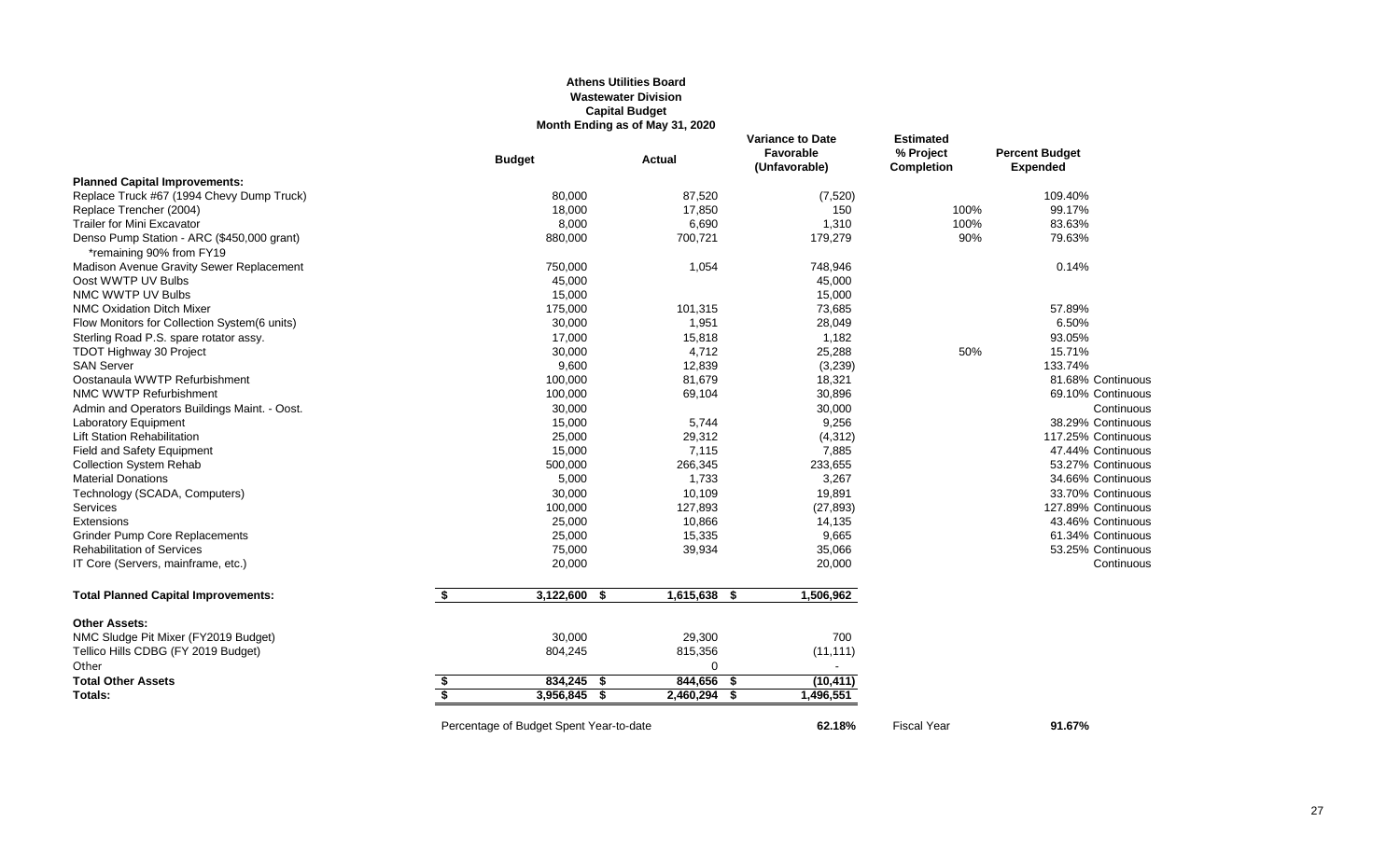**Athens Utilities Board**
**Wastewater Division**
**Capital Budget**
**Month Ending as of May 31, 2020**

| | Budget | Actual | Variance to Date Favorable (Unfavorable) | Estimated % Project Completion | Percent Budget Expended | |
|---|---|---|---|---|---|---|
| **Planned Capital Improvements:** | | | | | | |
| Replace Truck #67 (1994 Chevy Dump Truck) | 80,000 | 87,520 | (7,520) | | 109.40% | |
| Replace Trencher (2004) | 18,000 | 17,850 | 150 | 100% | 99.17% | |
| Trailer for Mini Excavator | 8,000 | 6,690 | 1,310 | 100% | 83.63% | |
| Denso Pump Station - ARC ($450,000 grant) *remaining 90% from FY19 | 880,000 | 700,721 | 179,279 | 90% | 79.63% | |
| Madison Avenue Gravity Sewer Replacement | 750,000 | 1,054 | 748,946 | | 0.14% | |
| Oost WWTP UV Bulbs | 45,000 | | 45,000 | | | |
| NMC WWTP UV Bulbs | 15,000 | | 15,000 | | | |
| NMC Oxidation Ditch Mixer | 175,000 | 101,315 | 73,685 | | 57.89% | |
| Flow Monitors for Collection System(6 units) | 30,000 | 1,951 | 28,049 | | 6.50% | |
| Sterling Road P.S. spare rotator assy. | 17,000 | 15,818 | 1,182 | | 93.05% | |
| TDOT Highway 30 Project | 30,000 | 4,712 | 25,288 | 50% | 15.71% | |
| SAN Server | 9,600 | 12,839 | (3,239) | | 133.74% | |
| Oostanaula WWTP Refurbishment | 100,000 | 81,679 | 18,321 | | 81.68% | Continuous |
| NMC WWTP Refurbishment | 100,000 | 69,104 | 30,896 | | 69.10% | Continuous |
| Admin and Operators Buildings Maint. - Oost. | 30,000 | | 30,000 | | | Continuous |
| Laboratory Equipment | 15,000 | 5,744 | 9,256 | | 38.29% | Continuous |
| Lift Station Rehabilitation | 25,000 | 29,312 | (4,312) | | 117.25% | Continuous |
| Field and Safety Equipment | 15,000 | 7,115 | 7,885 | | 47.44% | Continuous |
| Collection System Rehab | 500,000 | 266,345 | 233,655 | | 53.27% | Continuous |
| Material Donations | 5,000 | 1,733 | 3,267 | | 34.66% | Continuous |
| Technology (SCADA, Computers) | 30,000 | 10,109 | 19,891 | | 33.70% | Continuous |
| Services | 100,000 | 127,893 | (27,893) | | 127.89% | Continuous |
| Extensions | 25,000 | 10,866 | 14,135 | | 43.46% | Continuous |
| Grinder Pump Core Replacements | 25,000 | 15,335 | 9,665 | | 61.34% | Continuous |
| Rehabilitation of Services | 75,000 | 39,934 | 35,066 | | 53.25% | Continuous |
| IT Core (Servers, mainframe, etc.) | 20,000 | | 20,000 | | | Continuous |
| **Total Planned Capital Improvements:** | **$ 3,122,600** | **$ 1,615,638** | **$ 1,506,962** | | | |
| **Other Assets:** | | | | | | |
| NMC Sludge Pit Mixer (FY2019 Budget) | 30,000 | 29,300 | 700 | | | |
| Tellico Hills CDBG (FY 2019 Budget) | 804,245 | 815,356 | (11,111) | | | |
| Other | | 0 | - | | | |
| **Total Other Assets** | **$ 834,245** | **$ 844,656** | **$ (10,411)** | | | |
| **Totals:** | **$ 3,956,845** | **$ 2,460,294** | **$ 1,496,551** | | | |
| | Percentage of Budget Spent Year-to-date | | **62.18%** | Fiscal Year | **91.67%** | |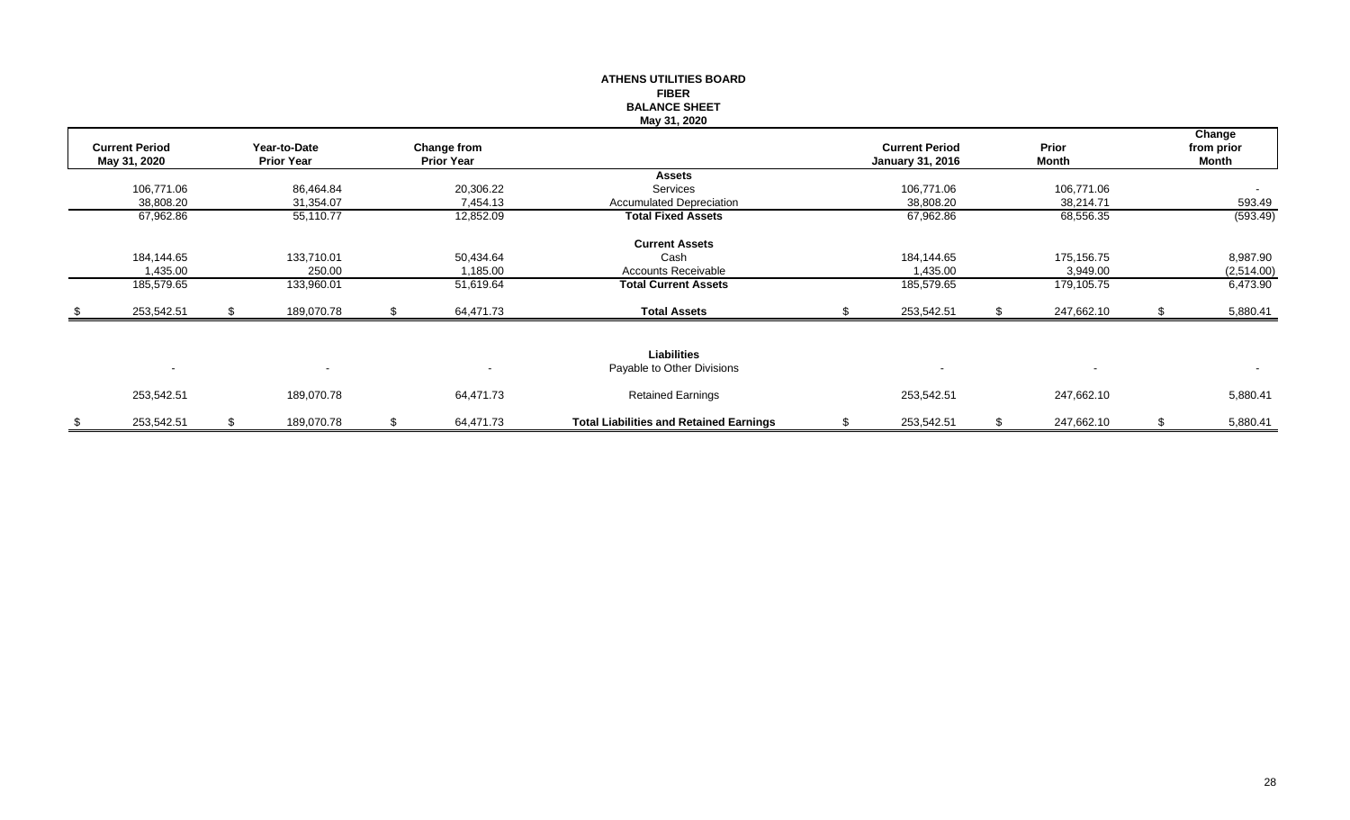**ATHENS UTILITIES BOARD**
**FIBER**
**BALANCE SHEET**
**May 31, 2020**

| Current Period May 31, 2020 | Year-to-Date Prior Year | Change from Prior Year | | Current Period January 31, 2016 | Prior Month | Change from prior Month |
|---|---|---|---|---|---|---|
| | | | **Assets** | | | |
| 106,771.06 | 86,464.84 | 20,306.22 | Services | 106,771.06 | 106,771.06 | - |
| 38,808.20 | 31,354.07 | 7,454.13 | Accumulated Depreciation | 38,808.20 | 38,214.71 | 593.49 |
| 67,962.86 | 55,110.77 | 12,852.09 | **Total Fixed Assets** | 67,962.86 | 68,556.35 | (593.49) |
| | | | **Current Assets** | | | |
| 184,144.65 | 133,710.01 | 50,434.64 | Cash | 184,144.65 | 175,156.75 | 8,987.90 |
| 1,435.00 | 250.00 | 1,185.00 | Accounts Receivable | 1,435.00 | 3,949.00 | (2,514.00) |
| 185,579.65 | 133,960.01 | 51,619.64 | **Total Current Assets** | 185,579.65 | 179,105.75 | 6,473.90 |
| $ 253,542.51 | $ 189,070.78 | $ 64,471.73 | **Total Assets** | $ 253,542.51 | $ 247,662.10 | $ 5,880.41 |
| | | | **Liabilities** | | | |
| - | - | - | Payable to Other Divisions | - | - | - |
| 253,542.51 | 189,070.78 | 64,471.73 | Retained Earnings | 253,542.51 | 247,662.10 | 5,880.41 |
| $ 253,542.51 | $ 189,070.78 | $ 64,471.73 | **Total Liabilities and Retained Earnings** | $ 253,542.51 | $ 247,662.10 | $ 5,880.41 |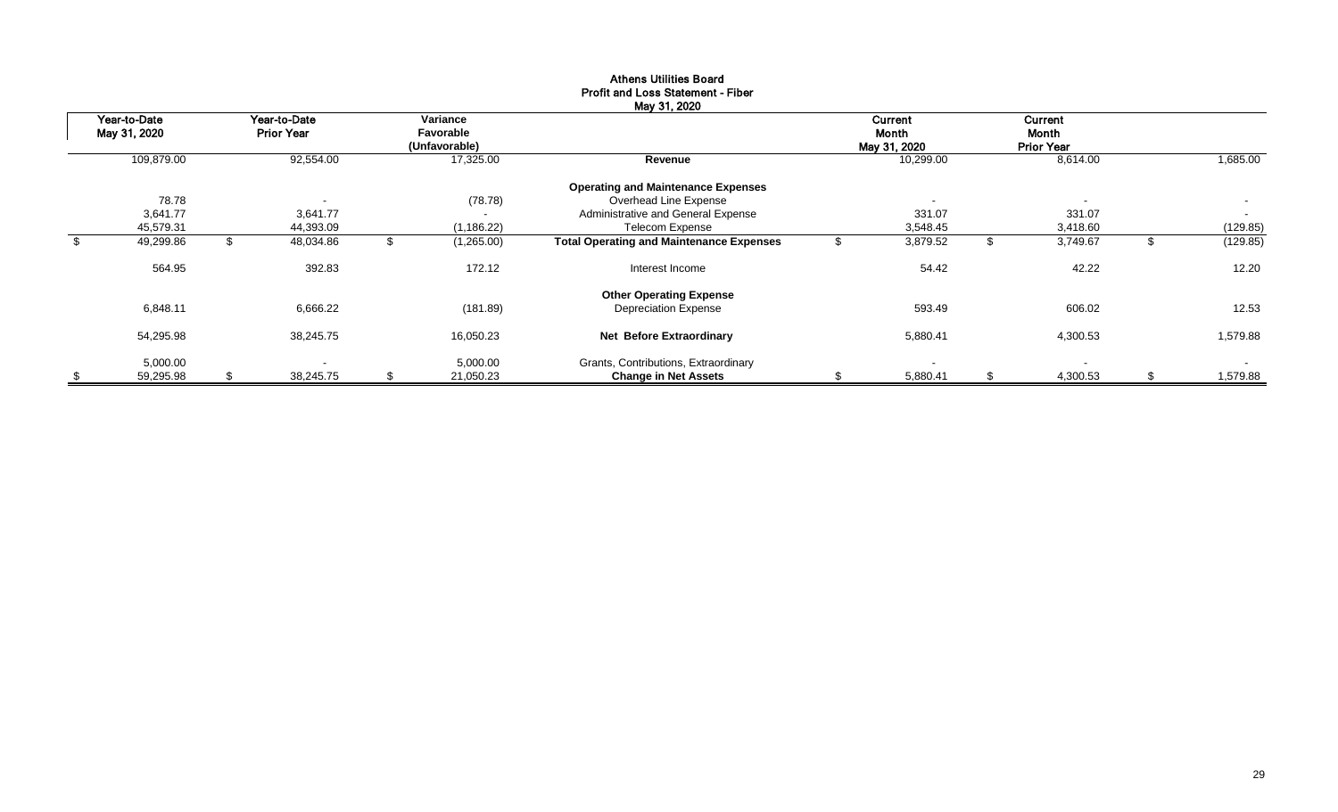**Athens Utilities Board**
**Profit and Loss Statement - Fiber**
**May 31, 2020**

| Year-to-Date May 31, 2020 | Year-to-Date Prior Year | Variance Favorable (Unfavorable) | | Current Month May 31, 2020 | Current Month Prior Year | |
|---|---|---|---|---|---|---|
| 109,879.00 | 92,554.00 | 17,325.00 | **Revenue** | 10,299.00 | 8,614.00 | 1,685.00 |
| | | | **Operating and Maintenance Expenses** | | | |
| 78.78 | - | (78.78) | Overhead Line Expense | - | - | - |
| 3,641.77 | 3,641.77 | - | Administrative and General Expense | 331.07 | 331.07 | - |
| 45,579.31 | 44,393.09 | (1,186.22) | Telecom Expense | 3,548.45 | 3,418.60 | (129.85) |
| $ 49,299.86 | $ 48,034.86 | $ (1,265.00) | **Total Operating and Maintenance Expenses** | $ 3,879.52 | $ 3,749.67 | $ (129.85) |
| 564.95 | 392.83 | 172.12 | Interest Income | 54.42 | 42.22 | 12.20 |
| | | | **Other Operating Expense** | | | |
| 6,848.11 | 6,666.22 | (181.89) | Depreciation Expense | 593.49 | 606.02 | 12.53 |
| 54,295.98 | 38,245.75 | 16,050.23 | **Net Before Extraordinary** | 5,880.41 | 4,300.53 | 1,579.88 |
| 5,000.00 | - | 5,000.00 | Grants, Contributions, Extraordinary | - | - | - |
| $ 59,295.98 | $ 38,245.75 | $ 21,050.23 | **Change in Net Assets** | $ 5,880.41 | $ 4,300.53 | $ 1,579.88 |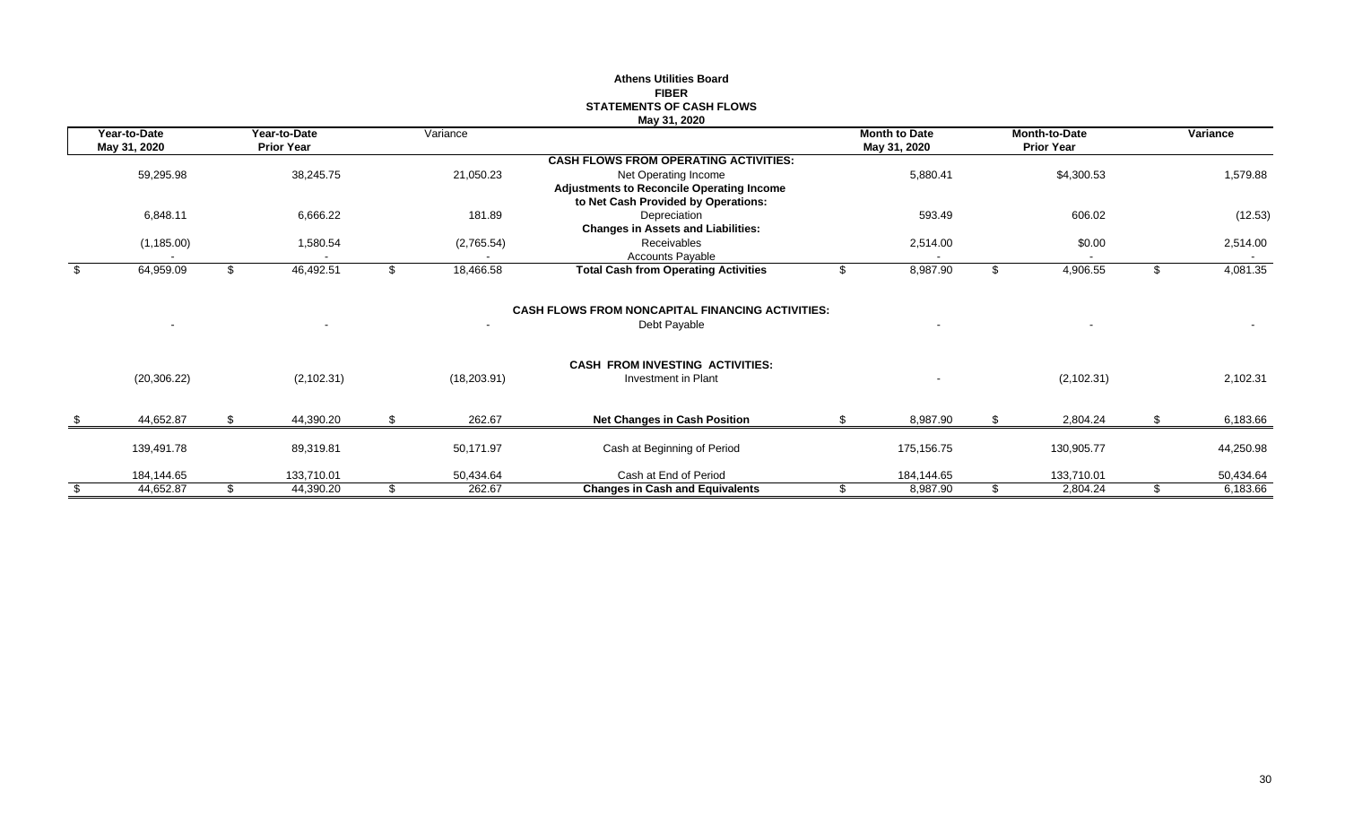**Athens Utilities Board**
**FIBER**
**STATEMENTS OF CASH FLOWS**
**May 31, 2020**

| Year-to-Date May 31, 2020 | Year-to-Date Prior Year | Variance | | Month to Date May 31, 2020 | Month-to-Date Prior Year | Variance |
|---|---|---|---|---|---|---|
| | | | **CASH FLOWS FROM OPERATING ACTIVITIES:** | | | |
| 59,295.98 | 38,245.75 | 21,050.23 | Net Operating Income | 5,880.41 | $4,300.53 | 1,579.88 |
| | | | **Adjustments to Reconcile Operating Income to Net Cash Provided by Operations:** | | | |
| 6,848.11 | 6,666.22 | 181.89 | Depreciation | 593.49 | 606.02 | (12.53) |
| | | | **Changes in Assets and Liabilities:** | | | |
| (1,185.00) | 1,580.54 | (2,765.54) | Receivables | 2,514.00 | $0.00 | 2,514.00 |
| - | - | - | Accounts Payable | - | - | - |
| $ 64,959.09 | $ 46,492.51 | $ 18,466.58 | **Total Cash from Operating Activities** | $ 8,987.90 | $ 4,906.55 | $ 4,081.35 |
| | | | **CASH FLOWS FROM NONCAPITAL FINANCING ACTIVITIES:** | | | |
| - | - | - | Debt Payable | - | - | - |
| | | | **CASH FROM INVESTING ACTIVITIES:** | | | |
| (20,306.22) | (2,102.31) | (18,203.91) | Investment in Plant | - | (2,102.31) | 2,102.31 |
| $ 44,652.87 | $ 44,390.20 | $ 262.67 | **Net Changes in Cash Position** | $ 8,987.90 | $ 2,804.24 | $ 6,183.66 |
| 139,491.78 | 89,319.81 | 50,171.97 | Cash at Beginning of Period | 175,156.75 | 130,905.77 | 44,250.98 |
| 184,144.65 | 133,710.01 | 50,434.64 | Cash at End of Period | 184,144.65 | 133,710.01 | 50,434.64 |
| $ 44,652.87 | $ 44,390.20 | $ 262.67 | **Changes in Cash and Equivalents** | $ 8,987.90 | $ 2,804.24 | $ 6,183.66 |